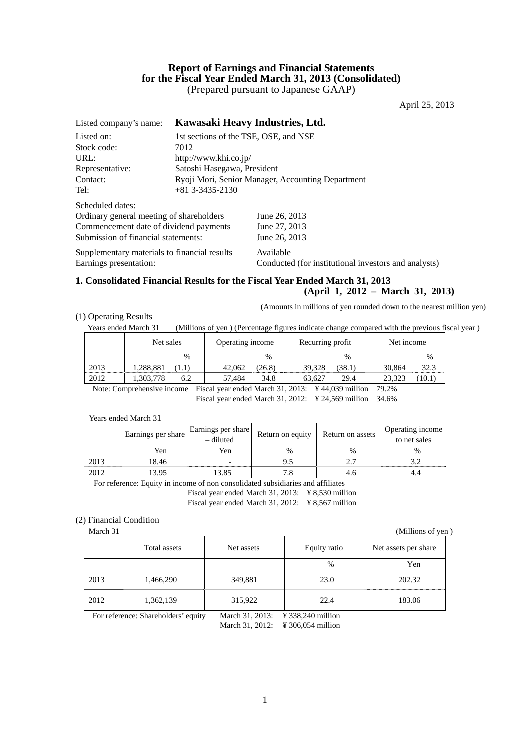# Report of Earnings and Financial Statements for the Fiscal Year Ended March 31, 2013 (Consolidated)

(Prepared pursuant to Japanese GAAP)

April 25, 2013

Listed company's name: **Kawasaki Heavy Industries, Ltd.**

Listed on: 1st sections of the TSE, OSE, and NSE
Stock code: 7012
URL: http://www.khi.co.jp/
Representative: Satoshi Hasegawa, President
Contact: Ryoji Mori, Senior Manager, Accounting Department
Tel: +81 3-3435-2130

Scheduled dates:
Ordinary general meeting of shareholders: June 26, 2013
Commencement date of dividend payments: June 27, 2013
Submission of financial statements: June 26, 2013

Supplementary materials to financial results: Available
Earnings presentation: Conducted (for institutional investors and analysts)

## 1. Consolidated Financial Results for the Fiscal Year Ended March 31, 2013 (April 1, 2012 – March 31, 2013)

(Amounts in millions of yen rounded down to the nearest million yen)

### (1) Operating Results

Years ended March 31 (Millions of yen ) (Percentage figures indicate change compared with the previous fiscal year )

| | Net sales | | Operating income | | Recurring profit | | Net income | |
|---|---|---|---|---|---|---|---|---|
| | | % | | % | | % | | % |
| 2013 | 1,288,881 | (1.1) | 42,062 | (26.8) | 39,328 | (38.1) | 30,864 | 32.3 |
| 2012 | 1,303,778 | 6.2 | 57,484 | 34.8 | 63,627 | 29.4 | 23,323 | (10.1) |

Note: Comprehensive income Fiscal year ended March 31, 2013: ¥ 44,039 million 79.2%
Fiscal year ended March 31, 2012: ¥ 24,569 million 34.6%

Years ended March 31

| | Earnings per share | Earnings per share – diluted | Return on equity | Return on assets | Operating income to net sales |
|---|---|---|---|---|---|
| | Yen | Yen | % | % | % |
| 2013 | 18.46 | - | 9.5 | 2.7 | 3.2 |
| 2012 | 13.95 | 13.85 | 7.8 | 4.6 | 4.4 |

For reference: Equity in income of non consolidated subsidiaries and affiliates
Fiscal year ended March 31, 2013: ¥ 8,530 million
Fiscal year ended March 31, 2012: ¥ 8,567 million

### (2) Financial Condition

March 31 (Millions of yen )

| | Total assets | Net assets | Equity ratio | Net assets per share |
|---|---|---|---|---|
| | | | % | Yen |
| 2013 | 1,466,290 | 349,881 | 23.0 | 202.32 |
| 2012 | 1,362,139 | 315,922 | 22.4 | 183.06 |

For reference: Shareholders' equity March 31, 2013: ¥ 338,240 million
March 31, 2012: ¥ 306,054 million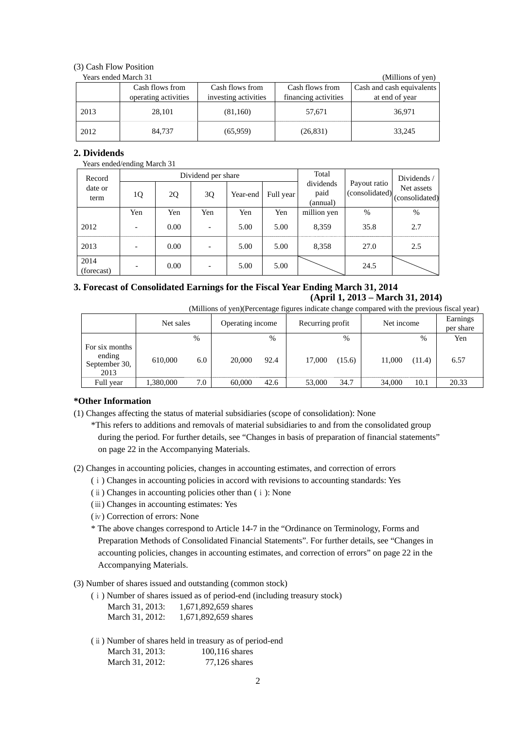(3) Cash Flow Position

Years ended March 31 (Millions of yen)

| | Cash flows from operating activities | Cash flows from investing activities | Cash flows from financing activities | Cash and cash equivalents at end of year |
|---|---|---|---|---|
| 2013 | 28,101 | (81,160) | 57,671 | 36,971 |
| 2012 | 84,737 | (65,959) | (26,831) | 33,245 |

## 2. Dividends

Years ended/ending March 31

| Record date or term | Dividend per share | | | | | Total dividends paid (annual) | Payout ratio (consolidated) | Dividends / Net assets (consolidated) |
|---|---|---|---|---|---|---|---|---|
| | 1Q | 2Q | 3Q | Year-end | Full year | | | |
| | Yen | Yen | Yen | Yen | Yen | million yen | % | % |
| 2012 | - | 0.00 | - | 5.00 | 5.00 | 8,359 | 35.8 | 2.7 |
| 2013 | - | 0.00 | - | 5.00 | 5.00 | 8,358 | 27.0 | 2.5 |
| 2014 (forecast) | - | 0.00 | - | 5.00 | 5.00 | | 24.5 | |

## 3. Forecast of Consolidated Earnings for the Fiscal Year Ending March 31, 2014 (April 1, 2013 – March 31, 2014)

(Millions of yen)(Percentage figures indicate change compared with the previous fiscal year)

| | Net sales | | Operating income | | Recurring profit | | Net income | | Earnings per share |
|---|---|---|---|---|---|---|---|---|---|
| | | % | | % | | % | | % | Yen |
| For six months ending September 30, 2013 | 610,000 | 6.0 | 20,000 | 92.4 | 17,000 | (15.6) | 11,000 | (11.4) | 6.57 |
| Full year | 1,380,000 | 7.0 | 60,000 | 42.6 | 53,000 | 34.7 | 34,000 | 10.1 | 20.33 |

**\*Other Information**

(1) Changes affecting the status of material subsidiaries (scope of consolidation): None

*This refers to additions and removals of material subsidiaries to and from the consolidated group during the period. For further details, see "Changes in basis of preparation of financial statements" on page 22 in the Accompanying Materials.

(2) Changes in accounting policies, changes in accounting estimates, and correction of errors

(ⅰ) Changes in accounting policies in accord with revisions to accounting standards: Yes

(ⅱ) Changes in accounting policies other than (ⅰ): None

(ⅲ) Changes in accounting estimates: Yes

(ⅳ) Correction of errors: None

* The above changes correspond to Article 14-7 in the "Ordinance on Terminology, Forms and Preparation Methods of Consolidated Financial Statements". For further details, see "Changes in accounting policies, changes in accounting estimates, and correction of errors" on page 22 in the Accompanying Materials.

(3) Number of shares issued and outstanding (common stock)

(ⅰ) Number of shares issued as of period-end (including treasury stock)

March 31, 2013: 1,671,892,659 shares
March 31, 2012: 1,671,892,659 shares

(ⅱ) Number of shares held in treasury as of period-end

March 31, 2013: 100,116 shares
March 31, 2012: 77,126 shares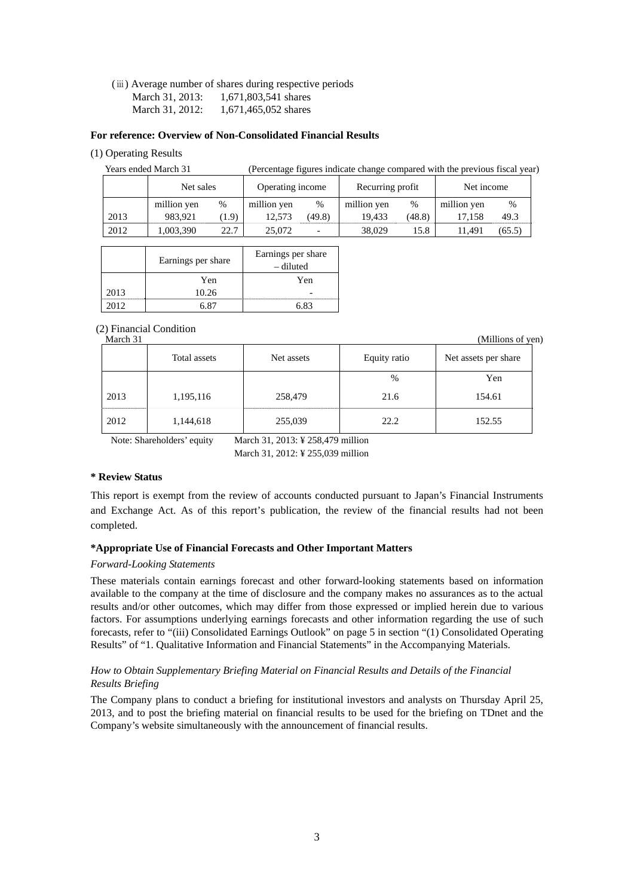(ⅲ) Average number of shares during respective periods

March 31, 2013: 1,671,803,541 shares

March 31, 2012: 1,671,465,052 shares

**For reference: Overview of Non-Consolidated Financial Results**

(1) Operating Results

Years ended March 31 (Percentage figures indicate change compared with the previous fiscal year)

| | Net sales | | Operating income | | Recurring profit | | Net income | |
|---|---|---|---|---|---|---|---|---|
| | million yen | % | million yen | % | million yen | % | million yen | % |
| 2013 | 983,921 | (1.9) | 12,573 | (49.8) | 19,433 | (48.8) | 17,158 | 49.3 |
| 2012 | 1,003,390 | 22.7 | 25,072 | - | 38,029 | 15.8 | 11,491 | (65.5) |

| | Earnings per share | Earnings per share – diluted |
|---|---|---|
| | Yen | Yen |
| 2013 | 10.26 | - |
| 2012 | 6.87 | 6.83 |

(2) Financial Condition

March 31 (Millions of yen)

| | Total assets | Net assets | Equity ratio | Net assets per share |
|---|---|---|---|---|
| | | | % | Yen |
| 2013 | 1,195,116 | 258,479 | 21.6 | 154.61 |
| 2012 | 1,144,618 | 255,039 | 22.2 | 152.55 |

Note: Shareholders' equity March 31, 2013: ¥ 258,479 million

March 31, 2012: ¥ 255,039 million

**\* Review Status**

This report is exempt from the review of accounts conducted pursuant to Japan's Financial Instruments and Exchange Act. As of this report's publication, the review of the financial results had not been completed.

**\*Appropriate Use of Financial Forecasts and Other Important Matters**

*Forward-Looking Statements*

These materials contain earnings forecast and other forward-looking statements based on information available to the company at the time of disclosure and the company makes no assurances as to the actual results and/or other outcomes, which may differ from those expressed or implied herein due to various factors. For assumptions underlying earnings forecasts and other information regarding the use of such forecasts, refer to "(iii) Consolidated Earnings Outlook" on page 5 in section "(1) Consolidated Operating Results" of "1. Qualitative Information and Financial Statements" in the Accompanying Materials.

*How to Obtain Supplementary Briefing Material on Financial Results and Details of the Financial Results Briefing*

The Company plans to conduct a briefing for institutional investors and analysts on Thursday April 25, 2013, and to post the briefing material on financial results to be used for the briefing on TDnet and the Company's website simultaneously with the announcement of financial results.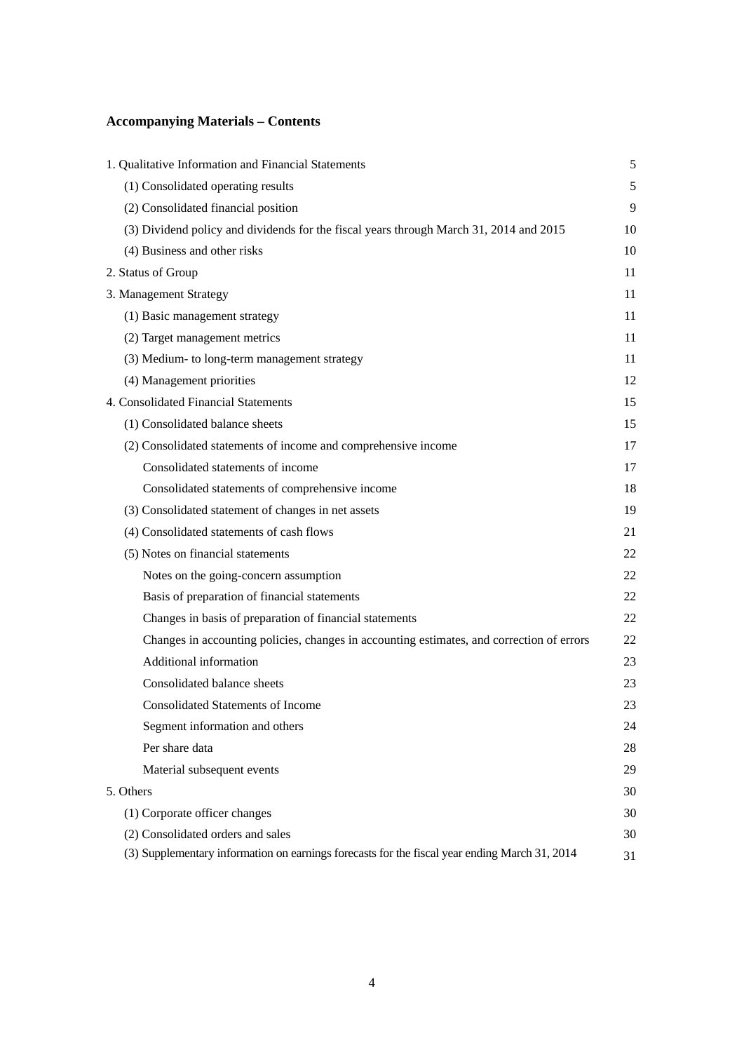## Accompanying Materials – Contents

| | |
|---|---|
| 1. Qualitative Information and Financial Statements | 5 |
| (1) Consolidated operating results | 5 |
| (2) Consolidated financial position | 9 |
| (3) Dividend policy and dividends for the fiscal years through March 31, 2014 and 2015 | 10 |
| (4) Business and other risks | 10 |
| 2. Status of Group | 11 |
| 3. Management Strategy | 11 |
| (1) Basic management strategy | 11 |
| (2) Target management metrics | 11 |
| (3) Medium- to long-term management strategy | 11 |
| (4) Management priorities | 12 |
| 4. Consolidated Financial Statements | 15 |
| (1) Consolidated balance sheets | 15 |
| (2) Consolidated statements of income and comprehensive income | 17 |
| Consolidated statements of income | 17 |
| Consolidated statements of comprehensive income | 18 |
| (3) Consolidated statement of changes in net assets | 19 |
| (4) Consolidated statements of cash flows | 21 |
| (5) Notes on financial statements | 22 |
| Notes on the going-concern assumption | 22 |
| Basis of preparation of financial statements | 22 |
| Changes in basis of preparation of financial statements | 22 |
| Changes in accounting policies, changes in accounting estimates, and correction of errors | 22 |
| Additional information | 23 |
| Consolidated balance sheets | 23 |
| Consolidated Statements of Income | 23 |
| Segment information and others | 24 |
| Per share data | 28 |
| Material subsequent events | 29 |
| 5. Others | 30 |
| (1) Corporate officer changes | 30 |
| (2) Consolidated orders and sales | 30 |
| (3) Supplementary information on earnings forecasts for the fiscal year ending March 31, 2014 | 31 |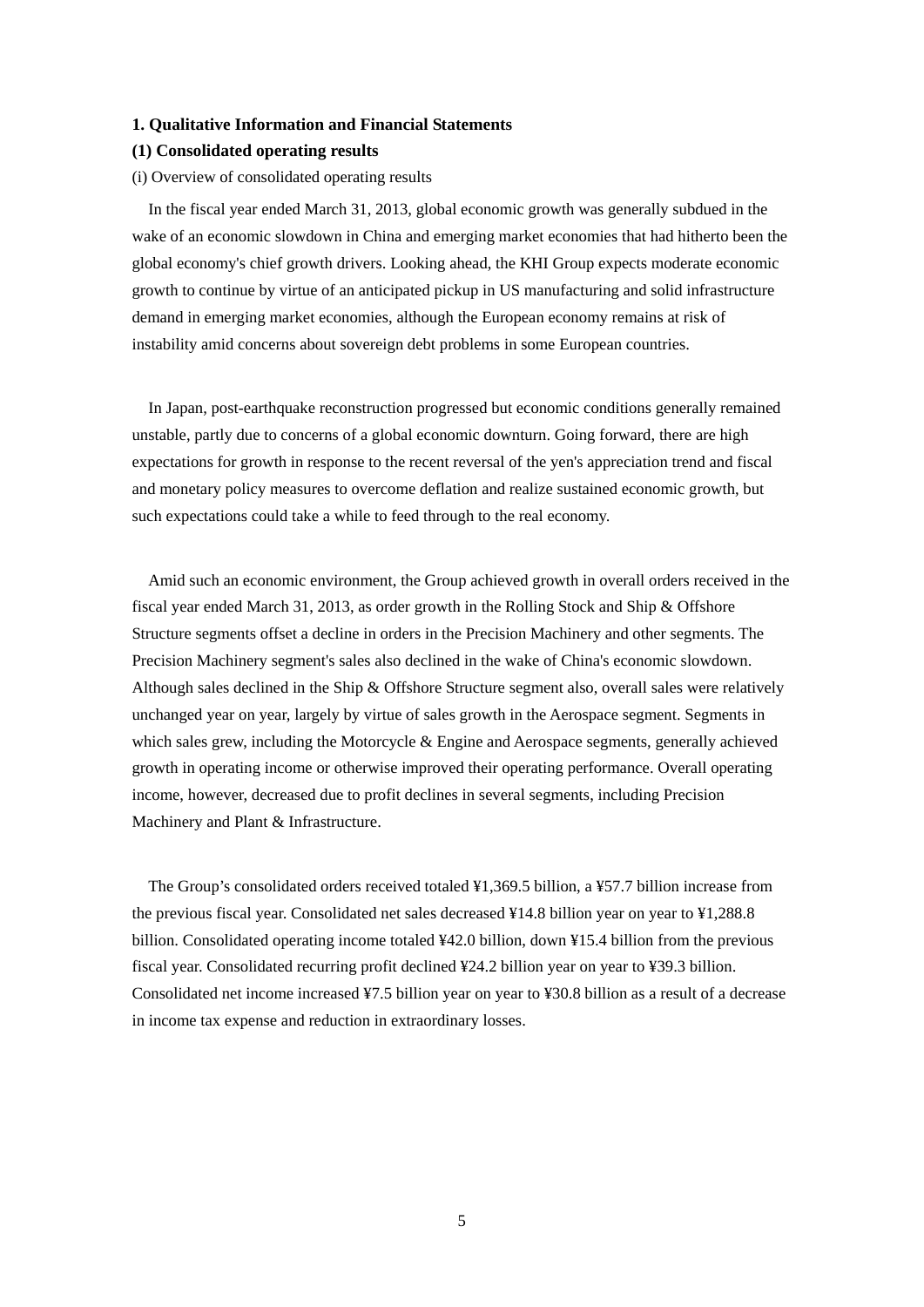### 1. Qualitative Information and Financial Statements

### (1) Consolidated operating results

(i) Overview of consolidated operating results

In the fiscal year ended March 31, 2013, global economic growth was generally subdued in the wake of an economic slowdown in China and emerging market economies that had hitherto been the global economy's chief growth drivers. Looking ahead, the KHI Group expects moderate economic growth to continue by virtue of an anticipated pickup in US manufacturing and solid infrastructure demand in emerging market economies, although the European economy remains at risk of instability amid concerns about sovereign debt problems in some European countries.

In Japan, post-earthquake reconstruction progressed but economic conditions generally remained unstable, partly due to concerns of a global economic downturn. Going forward, there are high expectations for growth in response to the recent reversal of the yen's appreciation trend and fiscal and monetary policy measures to overcome deflation and realize sustained economic growth, but such expectations could take a while to feed through to the real economy.

Amid such an economic environment, the Group achieved growth in overall orders received in the fiscal year ended March 31, 2013, as order growth in the Rolling Stock and Ship & Offshore Structure segments offset a decline in orders in the Precision Machinery and other segments. The Precision Machinery segment's sales also declined in the wake of China's economic slowdown. Although sales declined in the Ship & Offshore Structure segment also, overall sales were relatively unchanged year on year, largely by virtue of sales growth in the Aerospace segment. Segments in which sales grew, including the Motorcycle & Engine and Aerospace segments, generally achieved growth in operating income or otherwise improved their operating performance. Overall operating income, however, decreased due to profit declines in several segments, including Precision Machinery and Plant & Infrastructure.

The Group's consolidated orders received totaled ¥1,369.5 billion, a ¥57.7 billion increase from the previous fiscal year. Consolidated net sales decreased ¥14.8 billion year on year to ¥1,288.8 billion. Consolidated operating income totaled ¥42.0 billion, down ¥15.4 billion from the previous fiscal year. Consolidated recurring profit declined ¥24.2 billion year on year to ¥39.3 billion. Consolidated net income increased ¥7.5 billion year on year to ¥30.8 billion as a result of a decrease in income tax expense and reduction in extraordinary losses.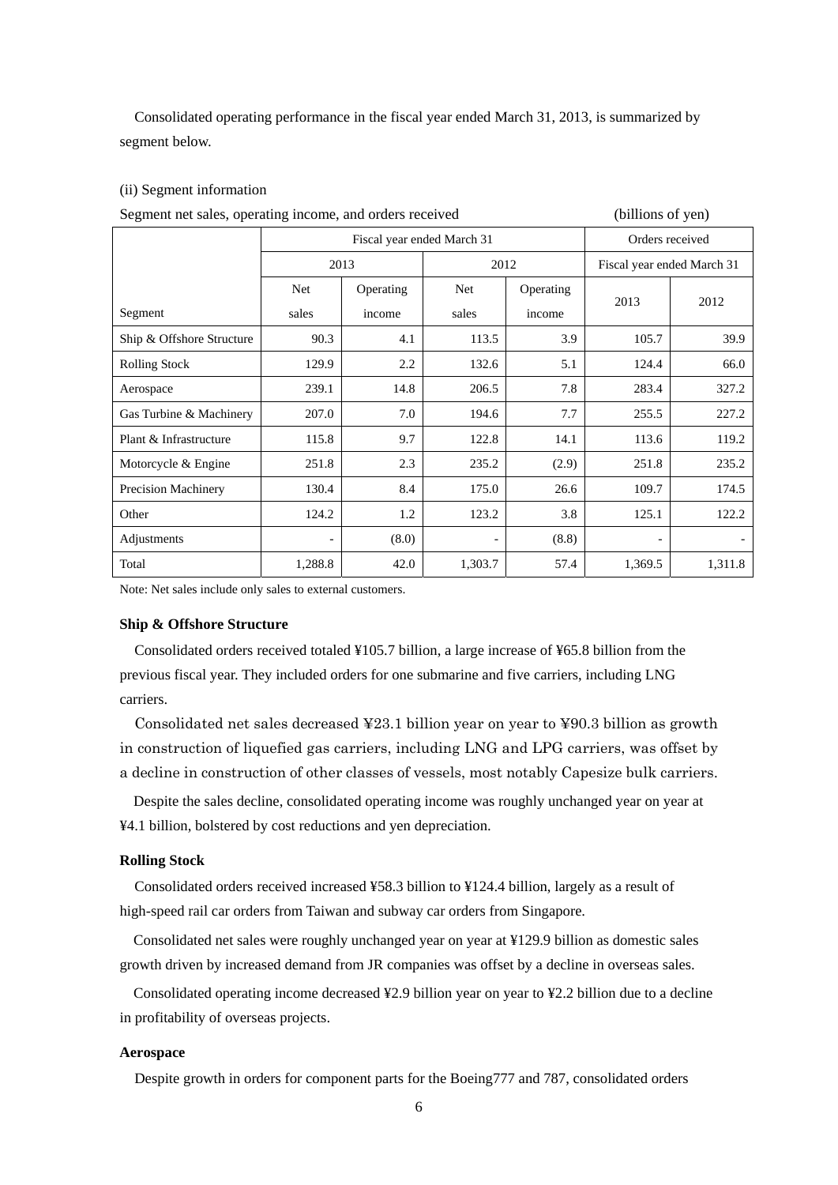Consolidated operating performance in the fiscal year ended March 31, 2013, is summarized by segment below.

(ii) Segment information

Segment net sales, operating income, and orders received (billions of yen)

| Segment | Fiscal year ended March 31 | | | | Orders received | |
|---|---|---|---|---|---|---|
| | 2013 | | 2012 | | Fiscal year ended March 31 | |
| | Net sales | Operating income | Net sales | Operating income | 2013 | 2012 |
| Ship & Offshore Structure | 90.3 | 4.1 | 113.5 | 3.9 | 105.7 | 39.9 |
| Rolling Stock | 129.9 | 2.2 | 132.6 | 5.1 | 124.4 | 66.0 |
| Aerospace | 239.1 | 14.8 | 206.5 | 7.8 | 283.4 | 327.2 |
| Gas Turbine & Machinery | 207.0 | 7.0 | 194.6 | 7.7 | 255.5 | 227.2 |
| Plant & Infrastructure | 115.8 | 9.7 | 122.8 | 14.1 | 113.6 | 119.2 |
| Motorcycle & Engine | 251.8 | 2.3 | 235.2 | (2.9) | 251.8 | 235.2 |
| Precision Machinery | 130.4 | 8.4 | 175.0 | 26.6 | 109.7 | 174.5 |
| Other | 124.2 | 1.2 | 123.2 | 3.8 | 125.1 | 122.2 |
| Adjustments | - | (8.0) | - | (8.8) | - | - |
| Total | 1,288.8 | 42.0 | 1,303.7 | 57.4 | 1,369.5 | 1,311.8 |

Note: Net sales include only sales to external customers.

**Ship & Offshore Structure**

Consolidated orders received totaled ¥105.7 billion, a large increase of ¥65.8 billion from the previous fiscal year. They included orders for one submarine and five carriers, including LNG carriers.

Consolidated net sales decreased ¥23.1 billion year on year to ¥90.3 billion as growth in construction of liquefied gas carriers, including LNG and LPG carriers, was offset by a decline in construction of other classes of vessels, most notably Capesize bulk carriers.

Despite the sales decline, consolidated operating income was roughly unchanged year on year at ¥4.1 billion, bolstered by cost reductions and yen depreciation.

**Rolling Stock**

Consolidated orders received increased ¥58.3 billion to ¥124.4 billion, largely as a result of high-speed rail car orders from Taiwan and subway car orders from Singapore.

Consolidated net sales were roughly unchanged year on year at ¥129.9 billion as domestic sales growth driven by increased demand from JR companies was offset by a decline in overseas sales.

Consolidated operating income decreased ¥2.9 billion year on year to ¥2.2 billion due to a decline in profitability of overseas projects.

**Aerospace**

Despite growth in orders for component parts for the Boeing777 and 787, consolidated orders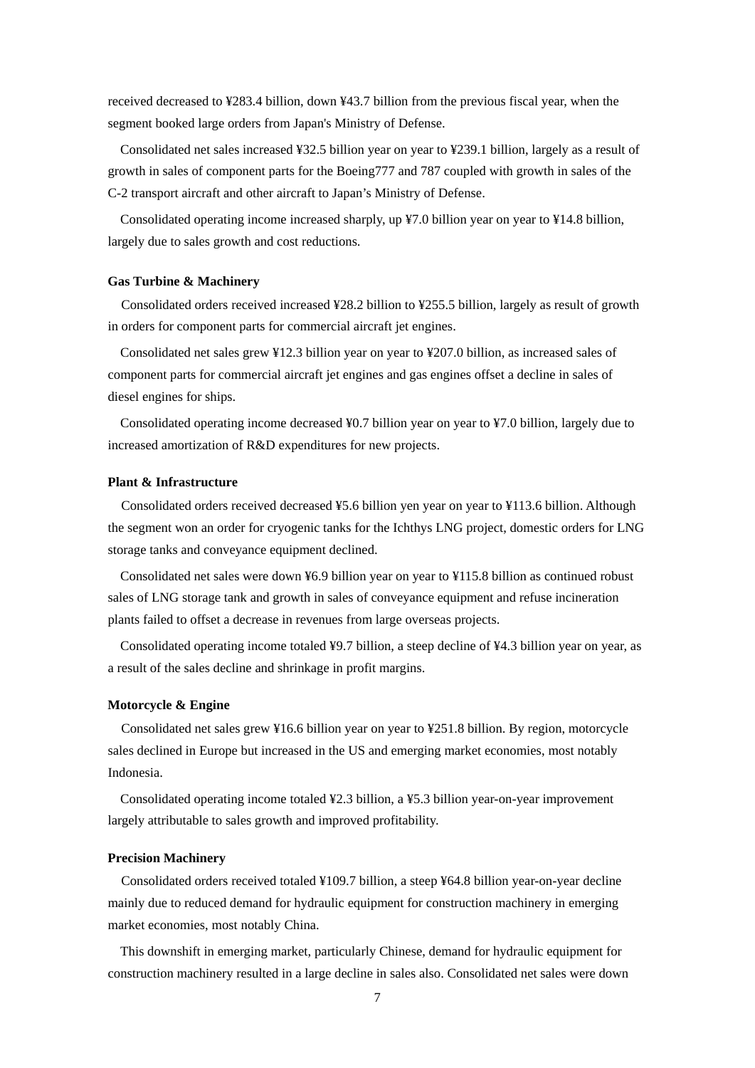received decreased to ¥283.4 billion, down ¥43.7 billion from the previous fiscal year, when the segment booked large orders from Japan's Ministry of Defense.

Consolidated net sales increased ¥32.5 billion year on year to ¥239.1 billion, largely as a result of growth in sales of component parts for the Boeing777 and 787 coupled with growth in sales of the C-2 transport aircraft and other aircraft to Japan's Ministry of Defense.

Consolidated operating income increased sharply, up ¥7.0 billion year on year to ¥14.8 billion, largely due to sales growth and cost reductions.

**Gas Turbine & Machinery**

Consolidated orders received increased ¥28.2 billion to ¥255.5 billion, largely as result of growth in orders for component parts for commercial aircraft jet engines.

Consolidated net sales grew ¥12.3 billion year on year to ¥207.0 billion, as increased sales of component parts for commercial aircraft jet engines and gas engines offset a decline in sales of diesel engines for ships.

Consolidated operating income decreased ¥0.7 billion year on year to ¥7.0 billion, largely due to increased amortization of R&D expenditures for new projects.

**Plant & Infrastructure**

Consolidated orders received decreased ¥5.6 billion yen year on year to ¥113.6 billion. Although the segment won an order for cryogenic tanks for the Ichthys LNG project, domestic orders for LNG storage tanks and conveyance equipment declined.

Consolidated net sales were down ¥6.9 billion year on year to ¥115.8 billion as continued robust sales of LNG storage tank and growth in sales of conveyance equipment and refuse incineration plants failed to offset a decrease in revenues from large overseas projects.

Consolidated operating income totaled ¥9.7 billion, a steep decline of ¥4.3 billion year on year, as a result of the sales decline and shrinkage in profit margins.

**Motorcycle & Engine**

Consolidated net sales grew ¥16.6 billion year on year to ¥251.8 billion. By region, motorcycle sales declined in Europe but increased in the US and emerging market economies, most notably Indonesia.

Consolidated operating income totaled ¥2.3 billion, a ¥5.3 billion year-on-year improvement largely attributable to sales growth and improved profitability.

**Precision Machinery**

Consolidated orders received totaled ¥109.7 billion, a steep ¥64.8 billion year-on-year decline mainly due to reduced demand for hydraulic equipment for construction machinery in emerging market economies, most notably China.

This downshift in emerging market, particularly Chinese, demand for hydraulic equipment for construction machinery resulted in a large decline in sales also. Consolidated net sales were down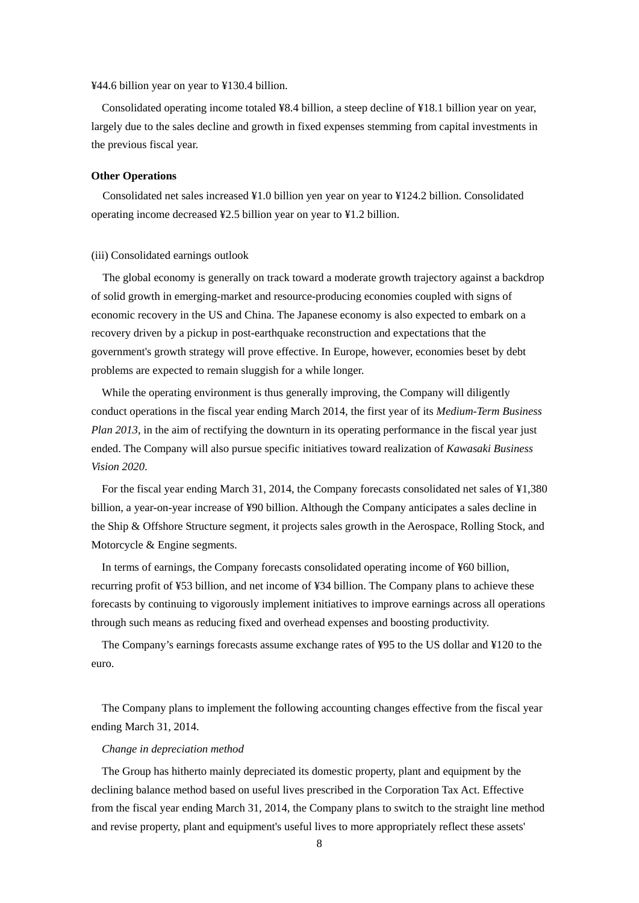¥44.6 billion year on year to ¥130.4 billion.

Consolidated operating income totaled ¥8.4 billion, a steep decline of ¥18.1 billion year on year, largely due to the sales decline and growth in fixed expenses stemming from capital investments in the previous fiscal year.

**Other Operations**

Consolidated net sales increased ¥1.0 billion yen year on year to ¥124.2 billion. Consolidated operating income decreased ¥2.5 billion year on year to ¥1.2 billion.

(iii) Consolidated earnings outlook

The global economy is generally on track toward a moderate growth trajectory against a backdrop of solid growth in emerging-market and resource-producing economies coupled with signs of economic recovery in the US and China. The Japanese economy is also expected to embark on a recovery driven by a pickup in post-earthquake reconstruction and expectations that the government's growth strategy will prove effective. In Europe, however, economies beset by debt problems are expected to remain sluggish for a while longer.

While the operating environment is thus generally improving, the Company will diligently conduct operations in the fiscal year ending March 2014, the first year of its *Medium-Term Business Plan 2013*, in the aim of rectifying the downturn in its operating performance in the fiscal year just ended. The Company will also pursue specific initiatives toward realization of *Kawasaki Business Vision 2020*.

For the fiscal year ending March 31, 2014, the Company forecasts consolidated net sales of ¥1,380 billion, a year-on-year increase of ¥90 billion. Although the Company anticipates a sales decline in the Ship & Offshore Structure segment, it projects sales growth in the Aerospace, Rolling Stock, and Motorcycle & Engine segments.

In terms of earnings, the Company forecasts consolidated operating income of ¥60 billion, recurring profit of ¥53 billion, and net income of ¥34 billion. The Company plans to achieve these forecasts by continuing to vigorously implement initiatives to improve earnings across all operations through such means as reducing fixed and overhead expenses and boosting productivity.

The Company's earnings forecasts assume exchange rates of ¥95 to the US dollar and ¥120 to the euro.

The Company plans to implement the following accounting changes effective from the fiscal year ending March 31, 2014.

*Change in depreciation method*

The Group has hitherto mainly depreciated its domestic property, plant and equipment by the declining balance method based on useful lives prescribed in the Corporation Tax Act. Effective from the fiscal year ending March 31, 2014, the Company plans to switch to the straight line method and revise property, plant and equipment's useful lives to more appropriately reflect these assets'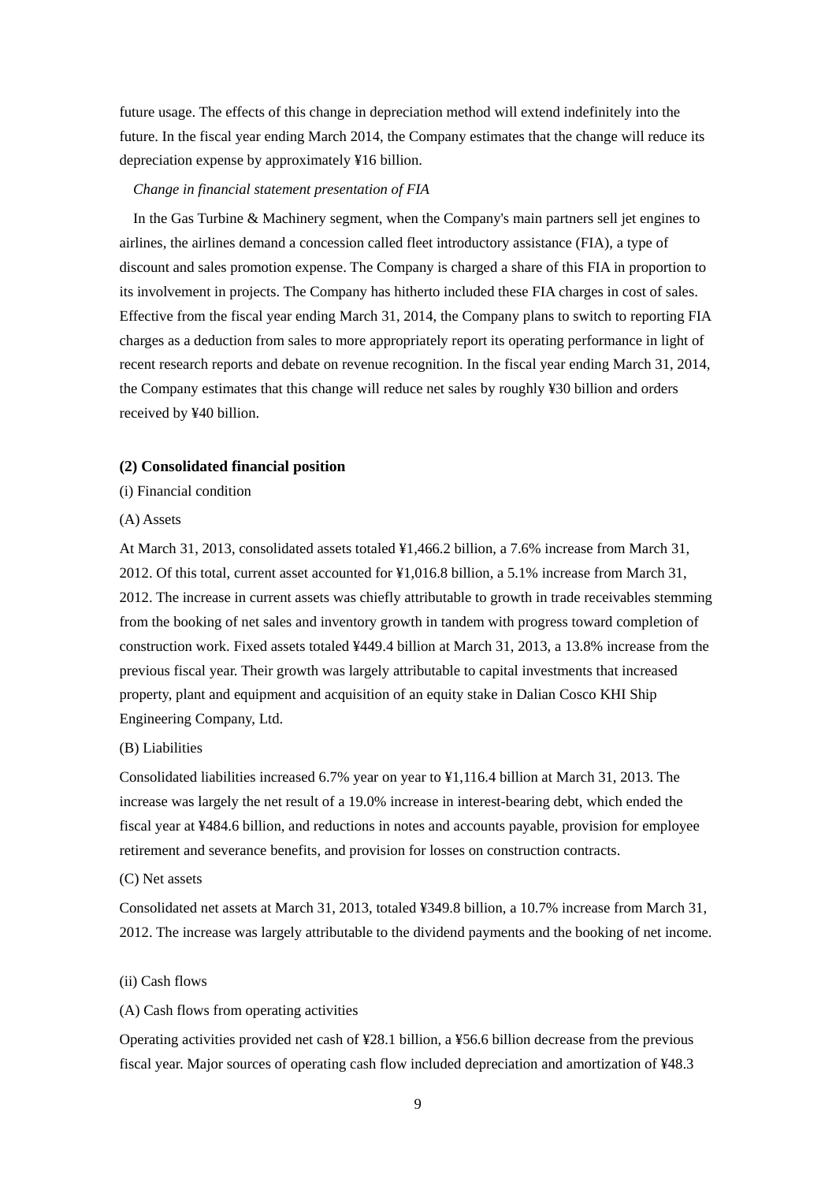future usage. The effects of this change in depreciation method will extend indefinitely into the future. In the fiscal year ending March 2014, the Company estimates that the change will reduce its depreciation expense by approximately ¥16 billion.

*Change in financial statement presentation of FIA*

In the Gas Turbine & Machinery segment, when the Company's main partners sell jet engines to airlines, the airlines demand a concession called fleet introductory assistance (FIA), a type of discount and sales promotion expense. The Company is charged a share of this FIA in proportion to its involvement in projects. The Company has hitherto included these FIA charges in cost of sales. Effective from the fiscal year ending March 31, 2014, the Company plans to switch to reporting FIA charges as a deduction from sales to more appropriately report its operating performance in light of recent research reports and debate on revenue recognition. In the fiscal year ending March 31, 2014, the Company estimates that this change will reduce net sales by roughly ¥30 billion and orders received by ¥40 billion.

**(2) Consolidated financial position**

(i) Financial condition

(A) Assets

At March 31, 2013, consolidated assets totaled ¥1,466.2 billion, a 7.6% increase from March 31, 2012. Of this total, current asset accounted for ¥1,016.8 billion, a 5.1% increase from March 31, 2012. The increase in current assets was chiefly attributable to growth in trade receivables stemming from the booking of net sales and inventory growth in tandem with progress toward completion of construction work. Fixed assets totaled ¥449.4 billion at March 31, 2013, a 13.8% increase from the previous fiscal year. Their growth was largely attributable to capital investments that increased property, plant and equipment and acquisition of an equity stake in Dalian Cosco KHI Ship Engineering Company, Ltd.

(B) Liabilities

Consolidated liabilities increased 6.7% year on year to ¥1,116.4 billion at March 31, 2013. The increase was largely the net result of a 19.0% increase in interest-bearing debt, which ended the fiscal year at ¥484.6 billion, and reductions in notes and accounts payable, provision for employee retirement and severance benefits, and provision for losses on construction contracts.

(C) Net assets

Consolidated net assets at March 31, 2013, totaled ¥349.8 billion, a 10.7% increase from March 31, 2012. The increase was largely attributable to the dividend payments and the booking of net income.

(ii) Cash flows

(A) Cash flows from operating activities

Operating activities provided net cash of ¥28.1 billion, a ¥56.6 billion decrease from the previous fiscal year. Major sources of operating cash flow included depreciation and amortization of ¥48.3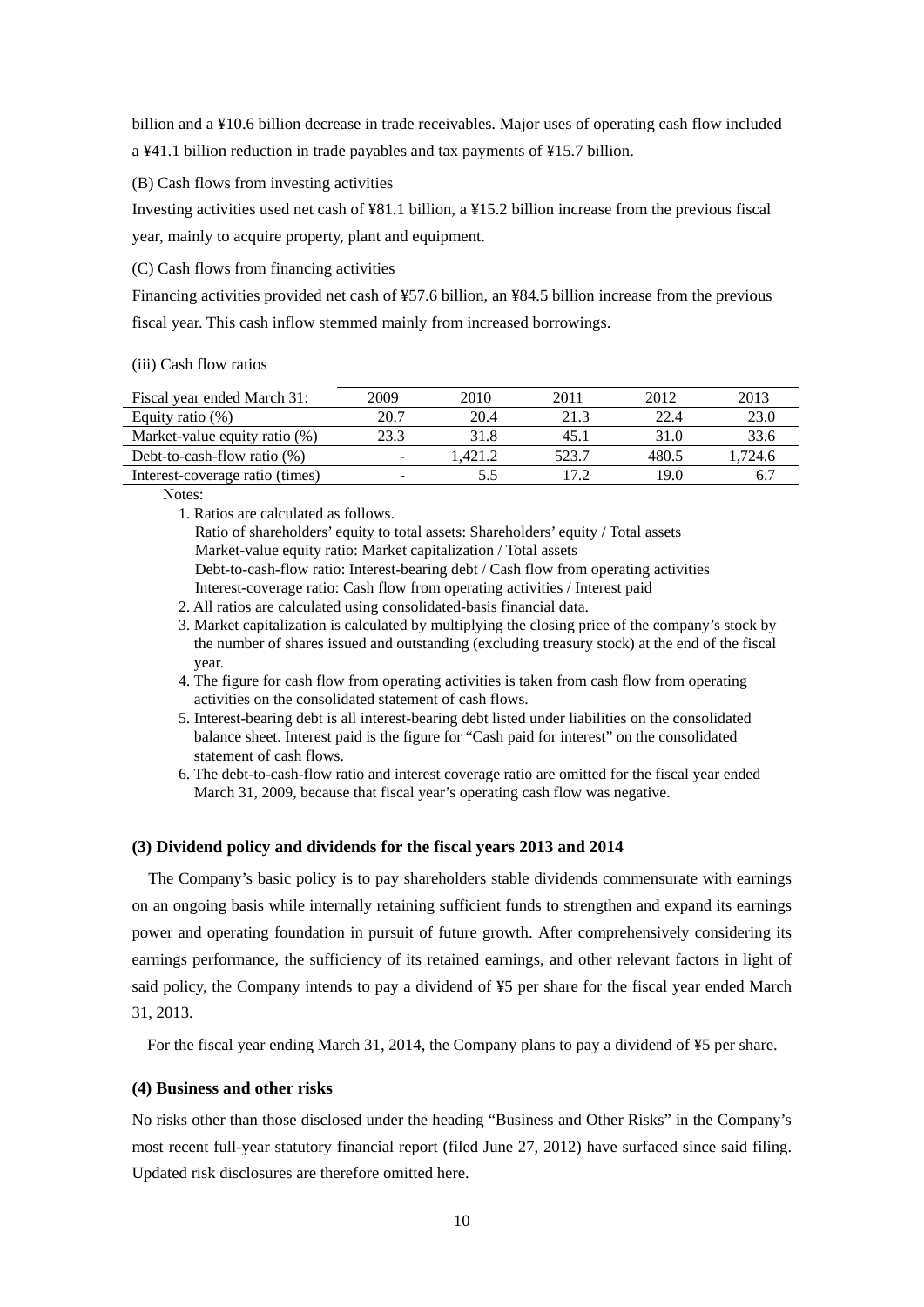billion and a ¥10.6 billion decrease in trade receivables. Major uses of operating cash flow included a ¥41.1 billion reduction in trade payables and tax payments of ¥15.7 billion.

(B) Cash flows from investing activities

Investing activities used net cash of ¥81.1 billion, a ¥15.2 billion increase from the previous fiscal year, mainly to acquire property, plant and equipment.

(C) Cash flows from financing activities

Financing activities provided net cash of ¥57.6 billion, an ¥84.5 billion increase from the previous fiscal year. This cash inflow stemmed mainly from increased borrowings.

(iii) Cash flow ratios

| Fiscal year ended March 31: | 2009 | 2010 | 2011 | 2012 | 2013 |
|---|---|---|---|---|---|
| Equity ratio (%) | 20.7 | 20.4 | 21.3 | 22.4 | 23.0 |
| Market-value equity ratio (%) | 23.3 | 31.8 | 45.1 | 31.0 | 33.6 |
| Debt-to-cash-flow ratio (%) | - | 1,421.2 | 523.7 | 480.5 | 1,724.6 |
| Interest-coverage ratio (times) | - | 5.5 | 17.2 | 19.0 | 6.7 |

Notes:

1. Ratios are calculated as follows.
   Ratio of shareholders' equity to total assets: Shareholders' equity / Total assets
   Market-value equity ratio: Market capitalization / Total assets
   Debt-to-cash-flow ratio: Interest-bearing debt / Cash flow from operating activities
   Interest-coverage ratio: Cash flow from operating activities / Interest paid
2. All ratios are calculated using consolidated-basis financial data.
3. Market capitalization is calculated by multiplying the closing price of the company's stock by the number of shares issued and outstanding (excluding treasury stock) at the end of the fiscal year.
4. The figure for cash flow from operating activities is taken from cash flow from operating activities on the consolidated statement of cash flows.
5. Interest-bearing debt is all interest-bearing debt listed under liabilities on the consolidated balance sheet. Interest paid is the figure for "Cash paid for interest" on the consolidated statement of cash flows.
6. The debt-to-cash-flow ratio and interest coverage ratio are omitted for the fiscal year ended March 31, 2009, because that fiscal year's operating cash flow was negative.

### (3) Dividend policy and dividends for the fiscal years 2013 and 2014

The Company's basic policy is to pay shareholders stable dividends commensurate with earnings on an ongoing basis while internally retaining sufficient funds to strengthen and expand its earnings power and operating foundation in pursuit of future growth. After comprehensively considering its earnings performance, the sufficiency of its retained earnings, and other relevant factors in light of said policy, the Company intends to pay a dividend of ¥5 per share for the fiscal year ended March 31, 2013.

For the fiscal year ending March 31, 2014, the Company plans to pay a dividend of ¥5 per share.

### (4) Business and other risks

No risks other than those disclosed under the heading "Business and Other Risks" in the Company's most recent full-year statutory financial report (filed June 27, 2012) have surfaced since said filing. Updated risk disclosures are therefore omitted here.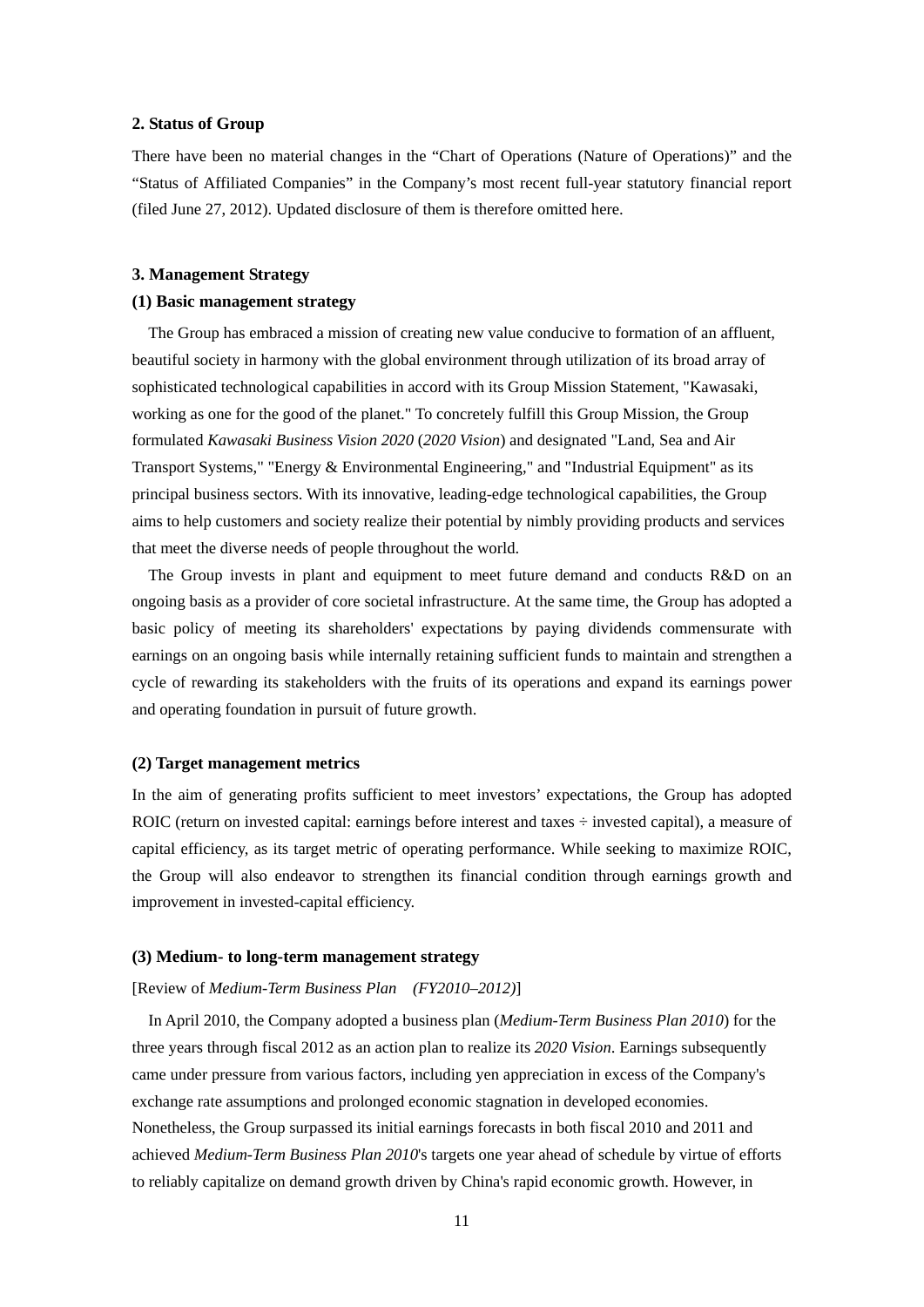## 2. Status of Group

There have been no material changes in the “Chart of Operations (Nature of Operations)” and the “Status of Affiliated Companies” in the Company’s most recent full-year statutory financial report (filed June 27, 2012). Updated disclosure of them is therefore omitted here.

## 3. Management Strategy

### (1) Basic management strategy

The Group has embraced a mission of creating new value conducive to formation of an affluent, beautiful society in harmony with the global environment through utilization of its broad array of sophisticated technological capabilities in accord with its Group Mission Statement, "Kawasaki, working as one for the good of the planet." To concretely fulfill this Group Mission, the Group formulated *Kawasaki Business Vision 2020* (*2020 Vision*) and designated "Land, Sea and Air Transport Systems," "Energy & Environmental Engineering," and "Industrial Equipment" as its principal business sectors. With its innovative, leading-edge technological capabilities, the Group aims to help customers and society realize their potential by nimbly providing products and services that meet the diverse needs of people throughout the world.

The Group invests in plant and equipment to meet future demand and conducts R&D on an ongoing basis as a provider of core societal infrastructure. At the same time, the Group has adopted a basic policy of meeting its shareholders' expectations by paying dividends commensurate with earnings on an ongoing basis while internally retaining sufficient funds to maintain and strengthen a cycle of rewarding its stakeholders with the fruits of its operations and expand its earnings power and operating foundation in pursuit of future growth.

### (2) Target management metrics

In the aim of generating profits sufficient to meet investors’ expectations, the Group has adopted ROIC (return on invested capital: earnings before interest and taxes ÷ invested capital), a measure of capital efficiency, as its target metric of operating performance. While seeking to maximize ROIC, the Group will also endeavor to strengthen its financial condition through earnings growth and improvement in invested-capital efficiency.

### (3) Medium- to long-term management strategy

[Review of *Medium-Term Business Plan (FY2010–2012)*]

In April 2010, the Company adopted a business plan (*Medium-Term Business Plan 2010*) for the three years through fiscal 2012 as an action plan to realize its *2020 Vision*. Earnings subsequently came under pressure from various factors, including yen appreciation in excess of the Company's exchange rate assumptions and prolonged economic stagnation in developed economies. Nonetheless, the Group surpassed its initial earnings forecasts in both fiscal 2010 and 2011 and achieved *Medium-Term Business Plan 2010*'s targets one year ahead of schedule by virtue of efforts to reliably capitalize on demand growth driven by China's rapid economic growth. However, in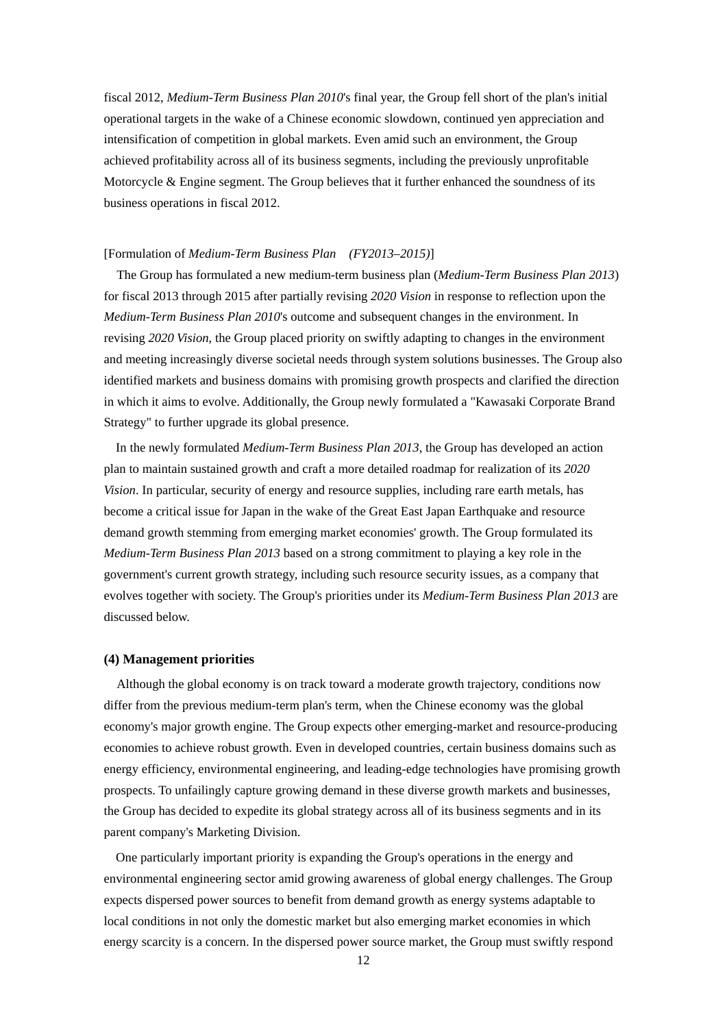fiscal 2012, *Medium-Term Business Plan 2010*'s final year, the Group fell short of the plan's initial operational targets in the wake of a Chinese economic slowdown, continued yen appreciation and intensification of competition in global markets. Even amid such an environment, the Group achieved profitability across all of its business segments, including the previously unprofitable Motorcycle & Engine segment. The Group believes that it further enhanced the soundness of its business operations in fiscal 2012.

[Formulation of *Medium-Term Business Plan (FY2013–2015)*]

The Group has formulated a new medium-term business plan (*Medium-Term Business Plan 2013*) for fiscal 2013 through 2015 after partially revising *2020 Vision* in response to reflection upon the *Medium-Term Business Plan 2010*'s outcome and subsequent changes in the environment. In revising *2020 Vision*, the Group placed priority on swiftly adapting to changes in the environment and meeting increasingly diverse societal needs through system solutions businesses. The Group also identified markets and business domains with promising growth prospects and clarified the direction in which it aims to evolve. Additionally, the Group newly formulated a "Kawasaki Corporate Brand Strategy" to further upgrade its global presence.

In the newly formulated *Medium-Term Business Plan 2013*, the Group has developed an action plan to maintain sustained growth and craft a more detailed roadmap for realization of its *2020 Vision*. In particular, security of energy and resource supplies, including rare earth metals, has become a critical issue for Japan in the wake of the Great East Japan Earthquake and resource demand growth stemming from emerging market economies' growth. The Group formulated its *Medium-Term Business Plan 2013* based on a strong commitment to playing a key role in the government's current growth strategy, including such resource security issues, as a company that evolves together with society. The Group's priorities under its *Medium-Term Business Plan 2013* are discussed below.

**(4) Management priorities**

Although the global economy is on track toward a moderate growth trajectory, conditions now differ from the previous medium-term plan's term, when the Chinese economy was the global economy's major growth engine. The Group expects other emerging-market and resource-producing economies to achieve robust growth. Even in developed countries, certain business domains such as energy efficiency, environmental engineering, and leading-edge technologies have promising growth prospects. To unfailingly capture growing demand in these diverse growth markets and businesses, the Group has decided to expedite its global strategy across all of its business segments and in its parent company's Marketing Division.

One particularly important priority is expanding the Group's operations in the energy and environmental engineering sector amid growing awareness of global energy challenges. The Group expects dispersed power sources to benefit from demand growth as energy systems adaptable to local conditions in not only the domestic market but also emerging market economies in which energy scarcity is a concern. In the dispersed power source market, the Group must swiftly respond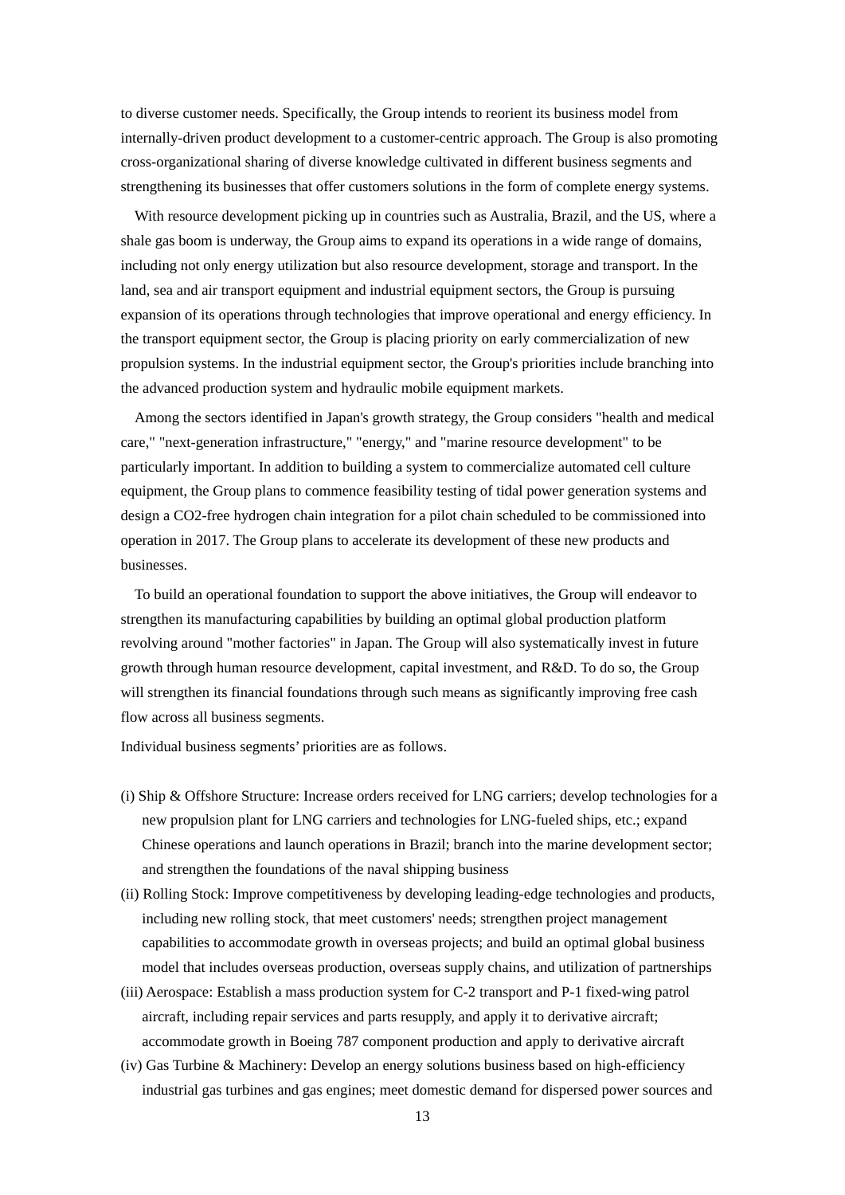to diverse customer needs. Specifically, the Group intends to reorient its business model from internally-driven product development to a customer-centric approach. The Group is also promoting cross-organizational sharing of diverse knowledge cultivated in different business segments and strengthening its businesses that offer customers solutions in the form of complete energy systems.

With resource development picking up in countries such as Australia, Brazil, and the US, where a shale gas boom is underway, the Group aims to expand its operations in a wide range of domains, including not only energy utilization but also resource development, storage and transport. In the land, sea and air transport equipment and industrial equipment sectors, the Group is pursuing expansion of its operations through technologies that improve operational and energy efficiency. In the transport equipment sector, the Group is placing priority on early commercialization of new propulsion systems. In the industrial equipment sector, the Group's priorities include branching into the advanced production system and hydraulic mobile equipment markets.

Among the sectors identified in Japan's growth strategy, the Group considers "health and medical care," "next-generation infrastructure," "energy," and "marine resource development" to be particularly important. In addition to building a system to commercialize automated cell culture equipment, the Group plans to commence feasibility testing of tidal power generation systems and design a CO2-free hydrogen chain integration for a pilot chain scheduled to be commissioned into operation in 2017. The Group plans to accelerate its development of these new products and businesses.

To build an operational foundation to support the above initiatives, the Group will endeavor to strengthen its manufacturing capabilities by building an optimal global production platform revolving around "mother factories" in Japan. The Group will also systematically invest in future growth through human resource development, capital investment, and R&D. To do so, the Group will strengthen its financial foundations through such means as significantly improving free cash flow across all business segments.

Individual business segments' priorities are as follows.

(i) Ship & Offshore Structure: Increase orders received for LNG carriers; develop technologies for a new propulsion plant for LNG carriers and technologies for LNG-fueled ships, etc.; expand Chinese operations and launch operations in Brazil; branch into the marine development sector; and strengthen the foundations of the naval shipping business

(ii) Rolling Stock: Improve competitiveness by developing leading-edge technologies and products, including new rolling stock, that meet customers' needs; strengthen project management capabilities to accommodate growth in overseas projects; and build an optimal global business model that includes overseas production, overseas supply chains, and utilization of partnerships

(iii) Aerospace: Establish a mass production system for C-2 transport and P-1 fixed-wing patrol aircraft, including repair services and parts resupply, and apply it to derivative aircraft; accommodate growth in Boeing 787 component production and apply to derivative aircraft

(iv) Gas Turbine & Machinery: Develop an energy solutions business based on high-efficiency industrial gas turbines and gas engines; meet domestic demand for dispersed power sources and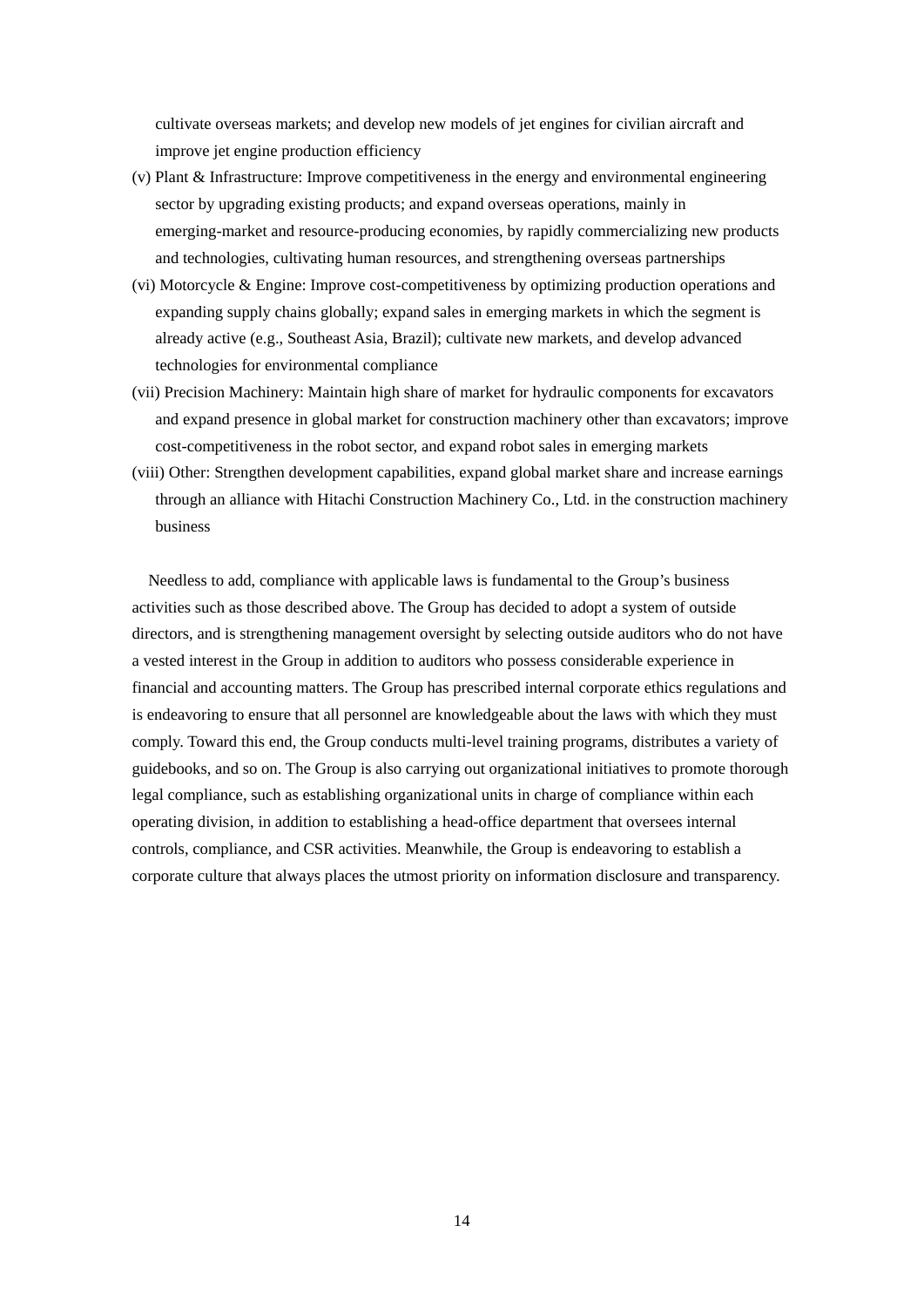cultivate overseas markets; and develop new models of jet engines for civilian aircraft and improve jet engine production efficiency

(v) Plant & Infrastructure: Improve competitiveness in the energy and environmental engineering sector by upgrading existing products; and expand overseas operations, mainly in emerging-market and resource-producing economies, by rapidly commercializing new products and technologies, cultivating human resources, and strengthening overseas partnerships

(vi) Motorcycle & Engine: Improve cost-competitiveness by optimizing production operations and expanding supply chains globally; expand sales in emerging markets in which the segment is already active (e.g., Southeast Asia, Brazil); cultivate new markets, and develop advanced technologies for environmental compliance

(vii) Precision Machinery: Maintain high share of market for hydraulic components for excavators and expand presence in global market for construction machinery other than excavators; improve cost-competitiveness in the robot sector, and expand robot sales in emerging markets

(viii) Other: Strengthen development capabilities, expand global market share and increase earnings through an alliance with Hitachi Construction Machinery Co., Ltd. in the construction machinery business

Needless to add, compliance with applicable laws is fundamental to the Group's business activities such as those described above. The Group has decided to adopt a system of outside directors, and is strengthening management oversight by selecting outside auditors who do not have a vested interest in the Group in addition to auditors who possess considerable experience in financial and accounting matters. The Group has prescribed internal corporate ethics regulations and is endeavoring to ensure that all personnel are knowledgeable about the laws with which they must comply. Toward this end, the Group conducts multi-level training programs, distributes a variety of guidebooks, and so on. The Group is also carrying out organizational initiatives to promote thorough legal compliance, such as establishing organizational units in charge of compliance within each operating division, in addition to establishing a head-office department that oversees internal controls, compliance, and CSR activities. Meanwhile, the Group is endeavoring to establish a corporate culture that always places the utmost priority on information disclosure and transparency.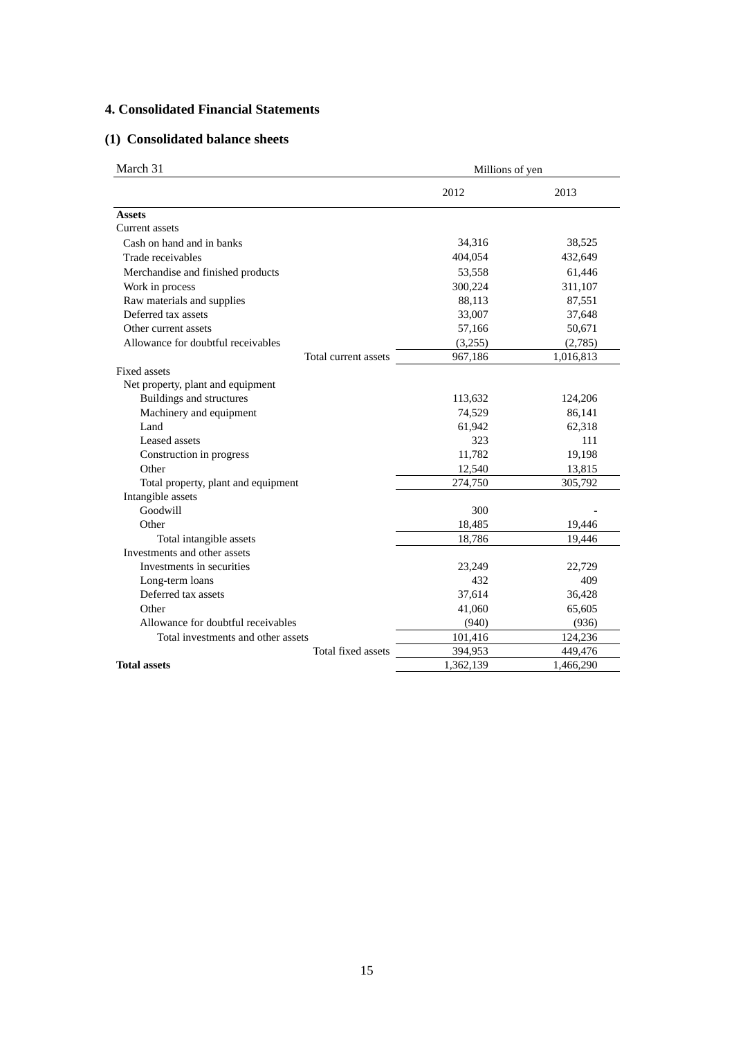## 4. Consolidated Financial Statements

### (1) Consolidated balance sheets

| March 31 | Millions of yen | |
|---|---|---|
| | 2012 | 2013 |
| **Assets** | | |
| Current assets | | |
| Cash on hand and in banks | 34,316 | 38,525 |
| Trade receivables | 404,054 | 432,649 |
| Merchandise and finished products | 53,558 | 61,446 |
| Work in process | 300,224 | 311,107 |
| Raw materials and supplies | 88,113 | 87,551 |
| Deferred tax assets | 33,007 | 37,648 |
| Other current assets | 57,166 | 50,671 |
| Allowance for doubtful receivables | (3,255) | (2,785) |
| Total current assets | 967,186 | 1,016,813 |
| Fixed assets | | |
| Net property, plant and equipment | | |
| Buildings and structures | 113,632 | 124,206 |
| Machinery and equipment | 74,529 | 86,141 |
| Land | 61,942 | 62,318 |
| Leased assets | 323 | 111 |
| Construction in progress | 11,782 | 19,198 |
| Other | 12,540 | 13,815 |
| Total property, plant and equipment | 274,750 | 305,792 |
| Intangible assets | | |
| Goodwill | 300 | - |
| Other | 18,485 | 19,446 |
| Total intangible assets | 18,786 | 19,446 |
| Investments and other assets | | |
| Investments in securities | 23,249 | 22,729 |
| Long-term loans | 432 | 409 |
| Deferred tax assets | 37,614 | 36,428 |
| Other | 41,060 | 65,605 |
| Allowance for doubtful receivables | (940) | (936) |
| Total investments and other assets | 101,416 | 124,236 |
| Total fixed assets | 394,953 | 449,476 |
| **Total assets** | 1,362,139 | 1,466,290 |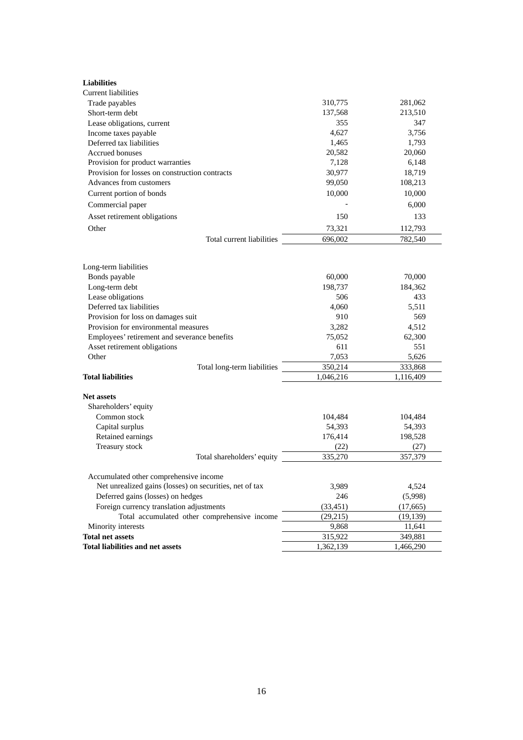| | | |
|---|---|---|
| **Liabilities** | | |
| Current liabilities | | |
| Trade payables | 310,775 | 281,062 |
| Short-term debt | 137,568 | 213,510 |
| Lease obligations, current | 355 | 347 |
| Income taxes payable | 4,627 | 3,756 |
| Deferred tax liabilities | 1,465 | 1,793 |
| Accrued bonuses | 20,582 | 20,060 |
| Provision for product warranties | 7,128 | 6,148 |
| Provision for losses on construction contracts | 30,977 | 18,719 |
| Advances from customers | 99,050 | 108,213 |
| Current portion of bonds | 10,000 | 10,000 |
| Commercial paper | - | 6,000 |
| Asset retirement obligations | 150 | 133 |
| Other | 73,321 | 112,793 |
| Total current liabilities | 696,002 | 782,540 |
| | | |
| Long-term liabilities | | |
| Bonds payable | 60,000 | 70,000 |
| Long-term debt | 198,737 | 184,362 |
| Lease obligations | 506 | 433 |
| Deferred tax liabilities | 4,060 | 5,511 |
| Provision for loss on damages suit | 910 | 569 |
| Provision for environmental measures | 3,282 | 4,512 |
| Employees' retirement and severance benefits | 75,052 | 62,300 |
| Asset retirement obligations | 611 | 551 |
| Other | 7,053 | 5,626 |
| Total long-term liabilities | 350,214 | 333,868 |
| **Total liabilities** | 1,046,216 | 1,116,409 |
| | | |
| **Net assets** | | |
| Shareholders' equity | | |
| Common stock | 104,484 | 104,484 |
| Capital surplus | 54,393 | 54,393 |
| Retained earnings | 176,414 | 198,528 |
| Treasury stock | (22) | (27) |
| Total shareholders' equity | 335,270 | 357,379 |
| | | |
| Accumulated other comprehensive income | | |
| Net unrealized gains (losses) on securities, net of tax | 3,989 | 4,524 |
| Deferred gains (losses) on hedges | 246 | (5,998) |
| Foreign currency translation adjustments | (33,451) | (17,665) |
| Total accumulated other comprehensive income | (29,215) | (19,139) |
| Minority interests | 9,868 | 11,641 |
| **Total net assets** | 315,922 | 349,881 |
| **Total liabilities and net assets** | 1,362,139 | 1,466,290 |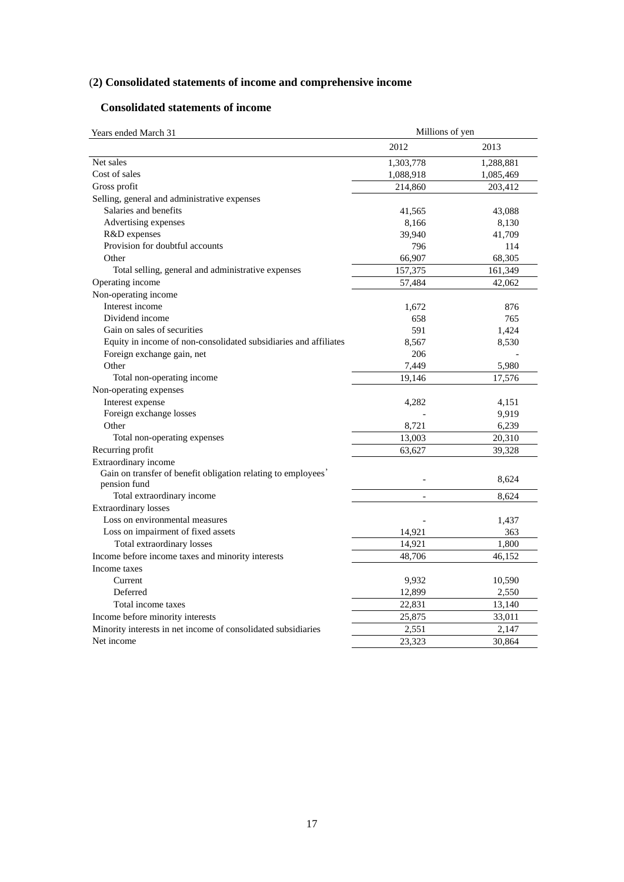## (2) Consolidated statements of income and comprehensive income

### Consolidated statements of income

| Years ended March 31 | Millions of yen | |
|---|---|---|
| | 2012 | 2013 |
| Net sales | 1,303,778 | 1,288,881 |
| Cost of sales | 1,088,918 | 1,085,469 |
| Gross profit | 214,860 | 203,412 |
| Selling, general and administrative expenses | | |
| Salaries and benefits | 41,565 | 43,088 |
| Advertising expenses | 8,166 | 8,130 |
| R&D expenses | 39,940 | 41,709 |
| Provision for doubtful accounts | 796 | 114 |
| Other | 66,907 | 68,305 |
| Total selling, general and administrative expenses | 157,375 | 161,349 |
| Operating income | 57,484 | 42,062 |
| Non-operating income | | |
| Interest income | 1,672 | 876 |
| Dividend income | 658 | 765 |
| Gain on sales of securities | 591 | 1,424 |
| Equity in income of non-consolidated subsidiaries and affiliates | 8,567 | 8,530 |
| Foreign exchange gain, net | 206 | - |
| Other | 7,449 | 5,980 |
| Total non-operating income | 19,146 | 17,576 |
| Non-operating expenses | | |
| Interest expense | 4,282 | 4,151 |
| Foreign exchange losses | - | 9,919 |
| Other | 8,721 | 6,239 |
| Total non-operating expenses | 13,003 | 20,310 |
| Recurring profit | 63,627 | 39,328 |
| Extraordinary income | | |
| Gain on transfer of benefit obligation relating to employees' pension fund | - | 8,624 |
| Total extraordinary income | - | 8,624 |
| Extraordinary losses | | |
| Loss on environmental measures | - | 1,437 |
| Loss on impairment of fixed assets | 14,921 | 363 |
| Total extraordinary losses | 14,921 | 1,800 |
| Income before income taxes and minority interests | 48,706 | 46,152 |
| Income taxes | | |
| Current | 9,932 | 10,590 |
| Deferred | 12,899 | 2,550 |
| Total income taxes | 22,831 | 13,140 |
| Income before minority interests | 25,875 | 33,011 |
| Minority interests in net income of consolidated subsidiaries | 2,551 | 2,147 |
| Net income | 23,323 | 30,864 |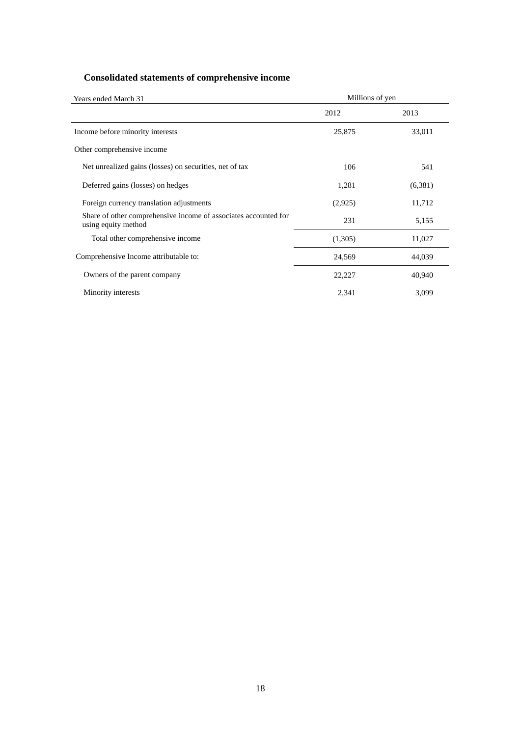## Consolidated statements of comprehensive income

| Years ended March 31 | Millions of yen | |
|---|---|---|
| | 2012 | 2013 |
| Income before minority interests | 25,875 | 33,011 |
| Other comprehensive income | | |
| Net unrealized gains (losses) on securities, net of tax | 106 | 541 |
| Deferred gains (losses) on hedges | 1,281 | (6,381) |
| Foreign currency translation adjustments | (2,925) | 11,712 |
| Share of other comprehensive income of associates accounted for using equity method | 231 | 5,155 |
| Total other comprehensive income | (1,305) | 11,027 |
| Comprehensive Income attributable to: | 24,569 | 44,039 |
| Owners of the parent company | 22,227 | 40,940 |
| Minority interests | 2,341 | 3,099 |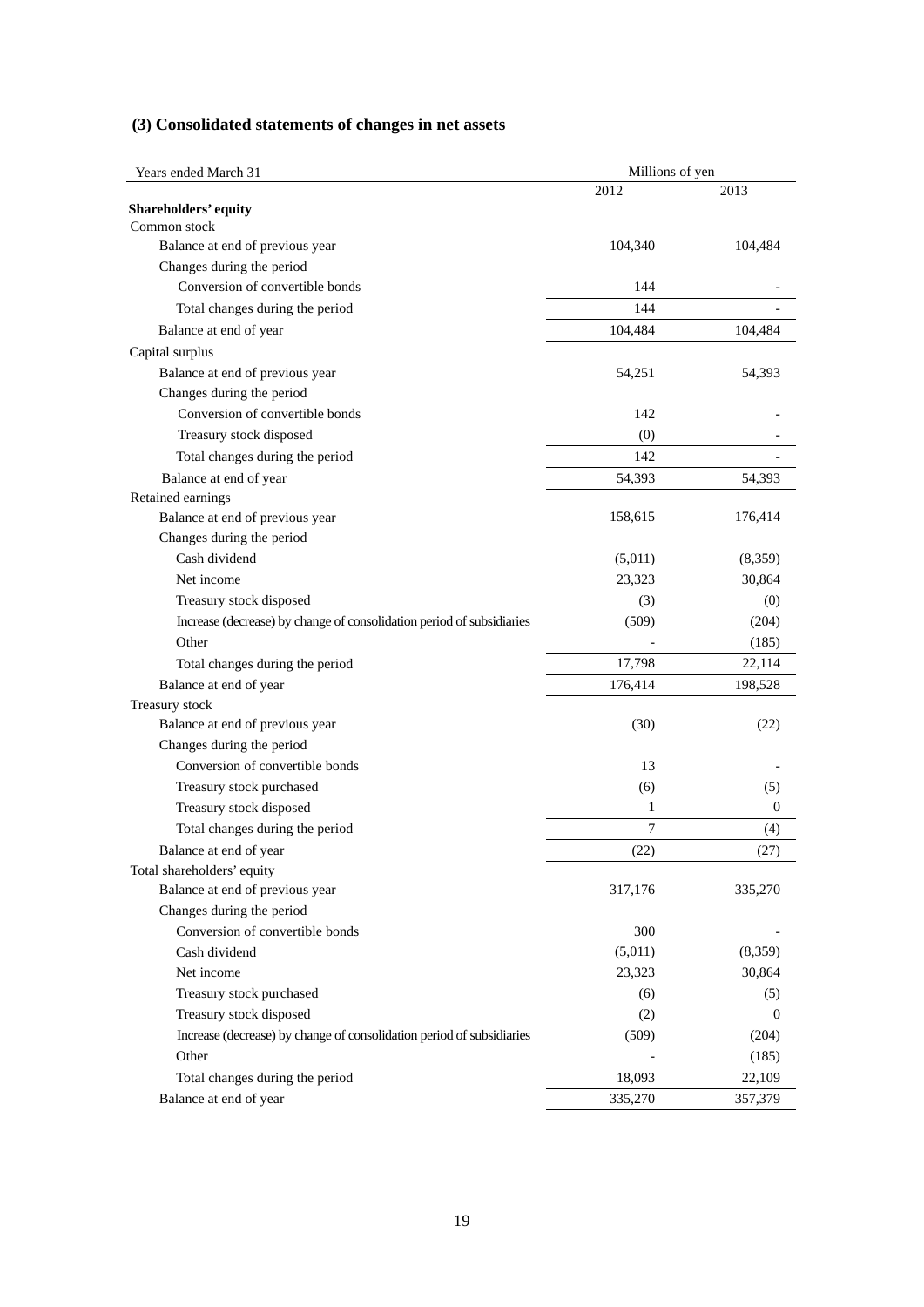### (3) Consolidated statements of changes in net assets

| Years ended March 31 | Millions of yen | |
|---|---|---|
| | 2012 | 2013 |
| **Shareholders' equity** | | |
| Common stock | | |
| Balance at end of previous year | 104,340 | 104,484 |
| Changes during the period | | |
| Conversion of convertible bonds | 144 | - |
| Total changes during the period | 144 | - |
| Balance at end of year | 104,484 | 104,484 |
| Capital surplus | | |
| Balance at end of previous year | 54,251 | 54,393 |
| Changes during the period | | |
| Conversion of convertible bonds | 142 | - |
| Treasury stock disposed | (0) | - |
| Total changes during the period | 142 | - |
| Balance at end of year | 54,393 | 54,393 |
| Retained earnings | | |
| Balance at end of previous year | 158,615 | 176,414 |
| Changes during the period | | |
| Cash dividend | (5,011) | (8,359) |
| Net income | 23,323 | 30,864 |
| Treasury stock disposed | (3) | (0) |
| Increase (decrease) by change of consolidation period of subsidiaries | (509) | (204) |
| Other | - | (185) |
| Total changes during the period | 17,798 | 22,114 |
| Balance at end of year | 176,414 | 198,528 |
| Treasury stock | | |
| Balance at end of previous year | (30) | (22) |
| Changes during the period | | |
| Conversion of convertible bonds | 13 | - |
| Treasury stock purchased | (6) | (5) |
| Treasury stock disposed | 1 | 0 |
| Total changes during the period | 7 | (4) |
| Balance at end of year | (22) | (27) |
| Total shareholders' equity | | |
| Balance at end of previous year | 317,176 | 335,270 |
| Changes during the period | | |
| Conversion of convertible bonds | 300 | - |
| Cash dividend | (5,011) | (8,359) |
| Net income | 23,323 | 30,864 |
| Treasury stock purchased | (6) | (5) |
| Treasury stock disposed | (2) | 0 |
| Increase (decrease) by change of consolidation period of subsidiaries | (509) | (204) |
| Other | - | (185) |
| Total changes during the period | 18,093 | 22,109 |
| Balance at end of year | 335,270 | 357,379 |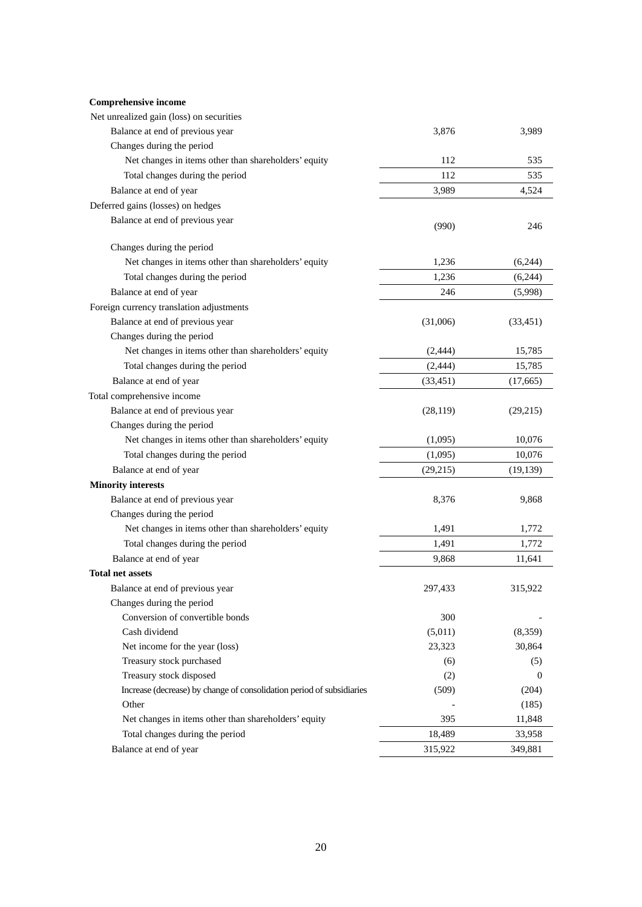| | | |
|---|---|---|
| **Comprehensive income** | | |
| Net unrealized gain (loss) on securities | | |
| Balance at end of previous year | 3,876 | 3,989 |
| Changes during the period | | |
| Net changes in items other than shareholders' equity | 112 | 535 |
| Total changes during the period | 112 | 535 |
| Balance at end of year | 3,989 | 4,524 |
| Deferred gains (losses) on hedges | | |
| Balance at end of previous year | (990) | 246 |
| Changes during the period | | |
| Net changes in items other than shareholders' equity | 1,236 | (6,244) |
| Total changes during the period | 1,236 | (6,244) |
| Balance at end of year | 246 | (5,998) |
| Foreign currency translation adjustments | | |
| Balance at end of previous year | (31,006) | (33,451) |
| Changes during the period | | |
| Net changes in items other than shareholders' equity | (2,444) | 15,785 |
| Total changes during the period | (2,444) | 15,785 |
| Balance at end of year | (33,451) | (17,665) |
| Total comprehensive income | | |
| Balance at end of previous year | (28,119) | (29,215) |
| Changes during the period | | |
| Net changes in items other than shareholders' equity | (1,095) | 10,076 |
| Total changes during the period | (1,095) | 10,076 |
| Balance at end of year | (29,215) | (19,139) |
| **Minority interests** | | |
| Balance at end of previous year | 8,376 | 9,868 |
| Changes during the period | | |
| Net changes in items other than shareholders' equity | 1,491 | 1,772 |
| Total changes during the period | 1,491 | 1,772 |
| Balance at end of year | 9,868 | 11,641 |
| **Total net assets** | | |
| Balance at end of previous year | 297,433 | 315,922 |
| Changes during the period | | |
| Conversion of convertible bonds | 300 | - |
| Cash dividend | (5,011) | (8,359) |
| Net income for the year (loss) | 23,323 | 30,864 |
| Treasury stock purchased | (6) | (5) |
| Treasury stock disposed | (2) | 0 |
| Increase (decrease) by change of consolidation period of subsidiaries | (509) | (204) |
| Other | - | (185) |
| Net changes in items other than shareholders' equity | 395 | 11,848 |
| Total changes during the period | 18,489 | 33,958 |
| Balance at end of year | 315,922 | 349,881 |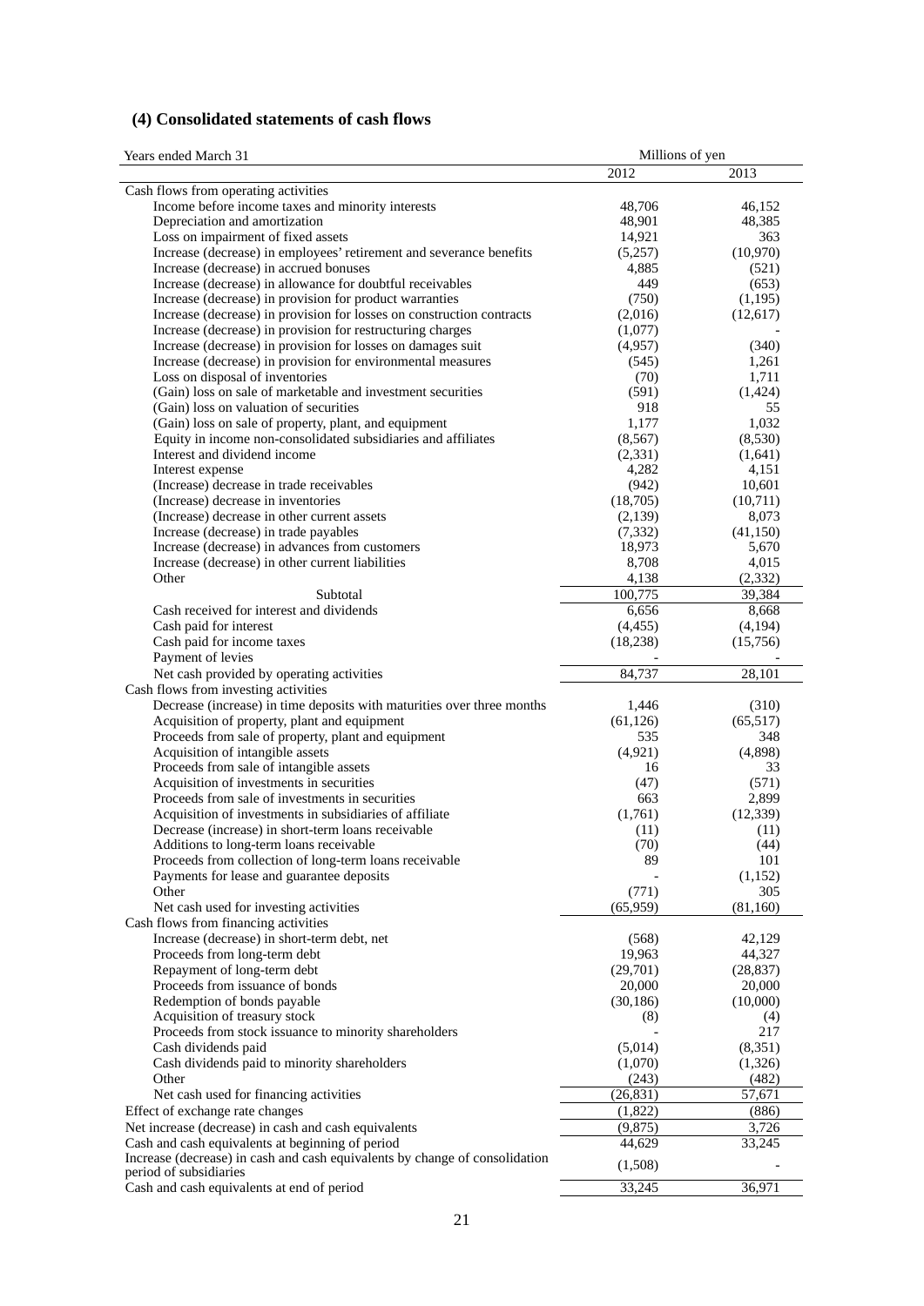## (4) Consolidated statements of cash flows

| Years ended March 31 | Millions of yen | |
|---|---|---|
| | 2012 | 2013 |
| Cash flows from operating activities | | |
| Income before income taxes and minority interests | 48,706 | 46,152 |
| Depreciation and amortization | 48,901 | 48,385 |
| Loss on impairment of fixed assets | 14,921 | 363 |
| Increase (decrease) in employees' retirement and severance benefits | (5,257) | (10,970) |
| Increase (decrease) in accrued bonuses | 4,885 | (521) |
| Increase (decrease) in allowance for doubtful receivables | 449 | (653) |
| Increase (decrease) in provision for product warranties | (750) | (1,195) |
| Increase (decrease) in provision for losses on construction contracts | (2,016) | (12,617) |
| Increase (decrease) in provision for restructuring charges | (1,077) | - |
| Increase (decrease) in provision for losses on damages suit | (4,957) | (340) |
| Increase (decrease) in provision for environmental measures | (545) | 1,261 |
| Loss on disposal of inventories | (70) | 1,711 |
| (Gain) loss on sale of marketable and investment securities | (591) | (1,424) |
| (Gain) loss on valuation of securities | 918 | 55 |
| (Gain) loss on sale of property, plant, and equipment | 1,177 | 1,032 |
| Equity in income non-consolidated subsidiaries and affiliates | (8,567) | (8,530) |
| Interest and dividend income | (2,331) | (1,641) |
| Interest expense | 4,282 | 4,151 |
| (Increase) decrease in trade receivables | (942) | 10,601 |
| (Increase) decrease in inventories | (18,705) | (10,711) |
| (Increase) decrease in other current assets | (2,139) | 8,073 |
| Increase (decrease) in trade payables | (7,332) | (41,150) |
| Increase (decrease) in advances from customers | 18,973 | 5,670 |
| Increase (decrease) in other current liabilities | 8,708 | 4,015 |
| Other | 4,138 | (2,332) |
| Subtotal | 100,775 | 39,384 |
| Cash received for interest and dividends | 6,656 | 8,668 |
| Cash paid for interest | (4,455) | (4,194) |
| Cash paid for income taxes | (18,238) | (15,756) |
| Payment of levies | - | - |
| Net cash provided by operating activities | 84,737 | 28,101 |
| Cash flows from investing activities | | |
| Decrease (increase) in time deposits with maturities over three months | 1,446 | (310) |
| Acquisition of property, plant and equipment | (61,126) | (65,517) |
| Proceeds from sale of property, plant and equipment | 535 | 348 |
| Acquisition of intangible assets | (4,921) | (4,898) |
| Proceeds from sale of intangible assets | 16 | 33 |
| Acquisition of investments in securities | (47) | (571) |
| Proceeds from sale of investments in securities | 663 | 2,899 |
| Acquisition of investments in subsidiaries of affiliate | (1,761) | (12,339) |
| Decrease (increase) in short-term loans receivable | (11) | (11) |
| Additions to long-term loans receivable | (70) | (44) |
| Proceeds from collection of long-term loans receivable | 89 | 101 |
| Payments for lease and guarantee deposits | - | (1,152) |
| Other | (771) | 305 |
| Net cash used for investing activities | (65,959) | (81,160) |
| Cash flows from financing activities | | |
| Increase (decrease) in short-term debt, net | (568) | 42,129 |
| Proceeds from long-term debt | 19,963 | 44,327 |
| Repayment of long-term debt | (29,701) | (28,837) |
| Proceeds from issuance of bonds | 20,000 | 20,000 |
| Redemption of bonds payable | (30,186) | (10,000) |
| Acquisition of treasury stock | (8) | (4) |
| Proceeds from stock issuance to minority shareholders | - | 217 |
| Cash dividends paid | (5,014) | (8,351) |
| Cash dividends paid to minority shareholders | (1,070) | (1,326) |
| Other | (243) | (482) |
| Net cash used for financing activities | (26,831) | 57,671 |
| Effect of exchange rate changes | (1,822) | (886) |
| Net increase (decrease) in cash and cash equivalents | (9,875) | 3,726 |
| Cash and cash equivalents at beginning of period | 44,629 | 33,245 |
| Increase (decrease) in cash and cash equivalents by change of consolidation period of subsidiaries | (1,508) | - |
| Cash and cash equivalents at end of period | 33,245 | 36,971 |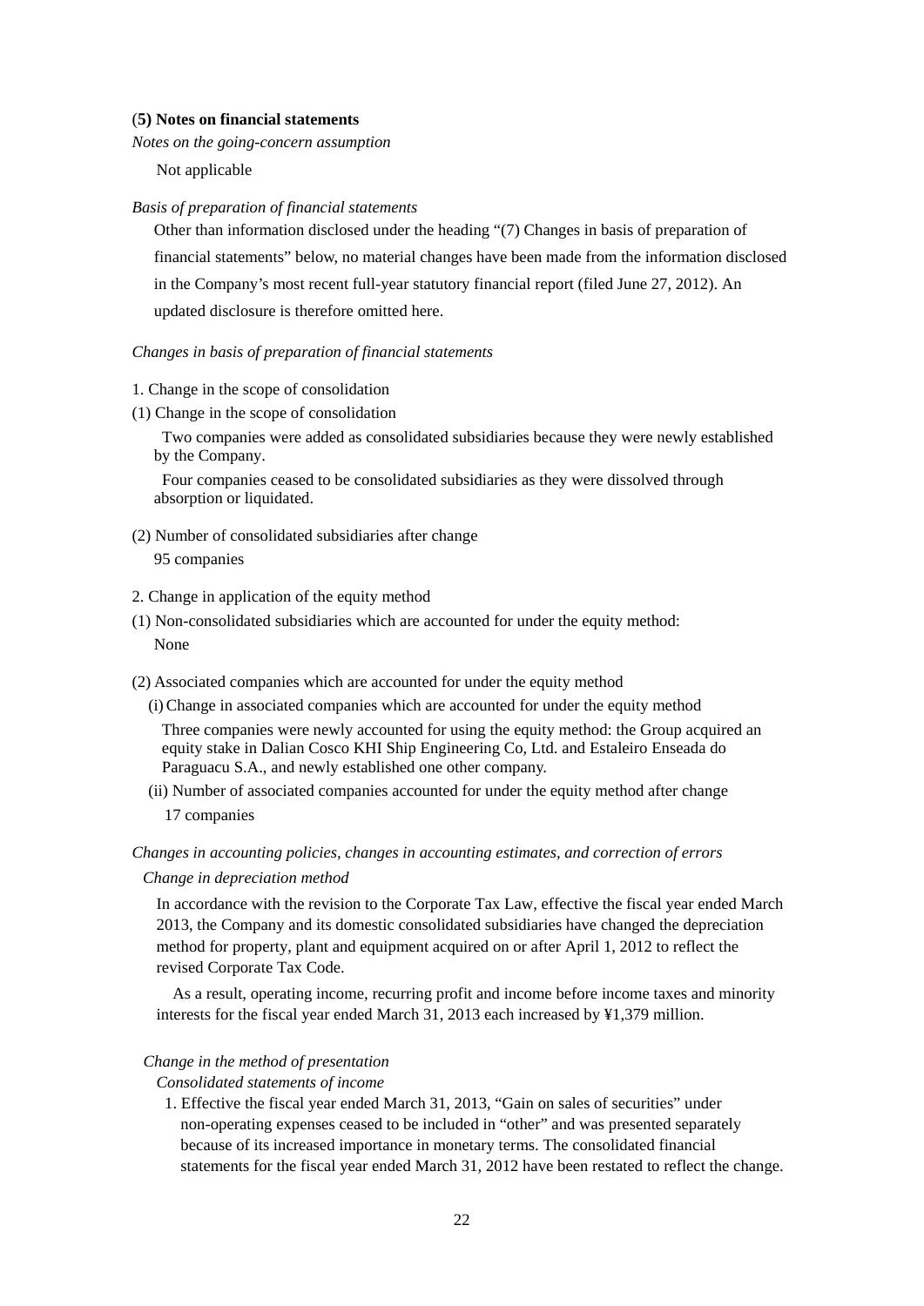## (5) Notes on financial statements

*Notes on the going-concern assumption*

Not applicable

*Basis of preparation of financial statements*

Other than information disclosed under the heading "(7) Changes in basis of preparation of financial statements" below, no material changes have been made from the information disclosed in the Company's most recent full-year statutory financial report (filed June 27, 2012). An updated disclosure is therefore omitted here.

*Changes in basis of preparation of financial statements*

1. Change in the scope of consolidation

(1) Change in the scope of consolidation

Two companies were added as consolidated subsidiaries because they were newly established by the Company.

Four companies ceased to be consolidated subsidiaries as they were dissolved through absorption or liquidated.

(2) Number of consolidated subsidiaries after change

95 companies

2. Change in application of the equity method

(1) Non-consolidated subsidiaries which are accounted for under the equity method:

None

(2) Associated companies which are accounted for under the equity method

(i) Change in associated companies which are accounted for under the equity method

Three companies were newly accounted for using the equity method: the Group acquired an equity stake in Dalian Cosco KHI Ship Engineering Co, Ltd. and Estaleiro Enseada do Paraguacu S.A., and newly established one other company.

(ii) Number of associated companies accounted for under the equity method after change

17 companies

*Changes in accounting policies, changes in accounting estimates, and correction of errors*

*Change in depreciation method*

In accordance with the revision to the Corporate Tax Law, effective the fiscal year ended March 2013, the Company and its domestic consolidated subsidiaries have changed the depreciation method for property, plant and equipment acquired on or after April 1, 2012 to reflect the revised Corporate Tax Code.

As a result, operating income, recurring profit and income before income taxes and minority interests for the fiscal year ended March 31, 2013 each increased by ¥1,379 million.

*Change in the method of presentation*

*Consolidated statements of income*

1. Effective the fiscal year ended March 31, 2013, "Gain on sales of securities" under non-operating expenses ceased to be included in "other" and was presented separately because of its increased importance in monetary terms. The consolidated financial statements for the fiscal year ended March 31, 2012 have been restated to reflect the change.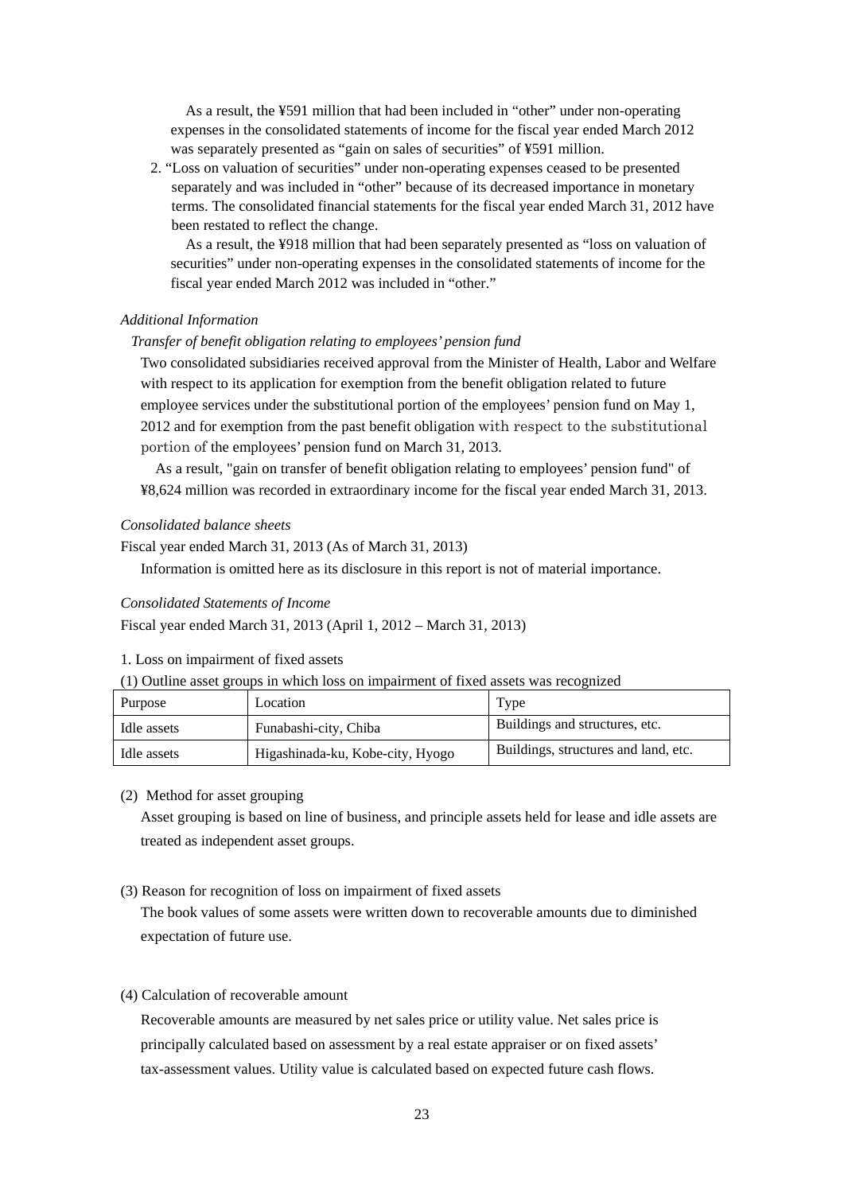As a result, the ¥591 million that had been included in "other" under non-operating expenses in the consolidated statements of income for the fiscal year ended March 2012 was separately presented as "gain on sales of securities" of ¥591 million.

2. "Loss on valuation of securities" under non-operating expenses ceased to be presented separately and was included in "other" because of its decreased importance in monetary terms. The consolidated financial statements for the fiscal year ended March 31, 2012 have been restated to reflect the change.

   As a result, the ¥918 million that had been separately presented as "loss on valuation of securities" under non-operating expenses in the consolidated statements of income for the fiscal year ended March 2012 was included in "other."

*Additional Information*

*Transfer of benefit obligation relating to employees' pension fund*

Two consolidated subsidiaries received approval from the Minister of Health, Labor and Welfare with respect to its application for exemption from the benefit obligation related to future employee services under the substitutional portion of the employees' pension fund on May 1, 2012 and for exemption from the past benefit obligation with respect to the substitutional portion of the employees' pension fund on March 31, 2013.

As a result, "gain on transfer of benefit obligation relating to employees' pension fund" of ¥8,624 million was recorded in extraordinary income for the fiscal year ended March 31, 2013.

*Consolidated balance sheets*

Fiscal year ended March 31, 2013 (As of March 31, 2013)

Information is omitted here as its disclosure in this report is not of material importance.

*Consolidated Statements of Income*

Fiscal year ended March 31, 2013 (April 1, 2012 – March 31, 2013)

1. Loss on impairment of fixed assets

(1) Outline asset groups in which loss on impairment of fixed assets was recognized

| Purpose | Location | Type |
|---|---|---|
| Idle assets | Funabashi-city, Chiba | Buildings and structures, etc. |
| Idle assets | Higashinada-ku, Kobe-city, Hyogo | Buildings, structures and land, etc. |

(2) Method for asset grouping

Asset grouping is based on line of business, and principle assets held for lease and idle assets are treated as independent asset groups.

(3) Reason for recognition of loss on impairment of fixed assets

The book values of some assets were written down to recoverable amounts due to diminished expectation of future use.

(4) Calculation of recoverable amount

Recoverable amounts are measured by net sales price or utility value. Net sales price is principally calculated based on assessment by a real estate appraiser or on fixed assets' tax-assessment values. Utility value is calculated based on expected future cash flows.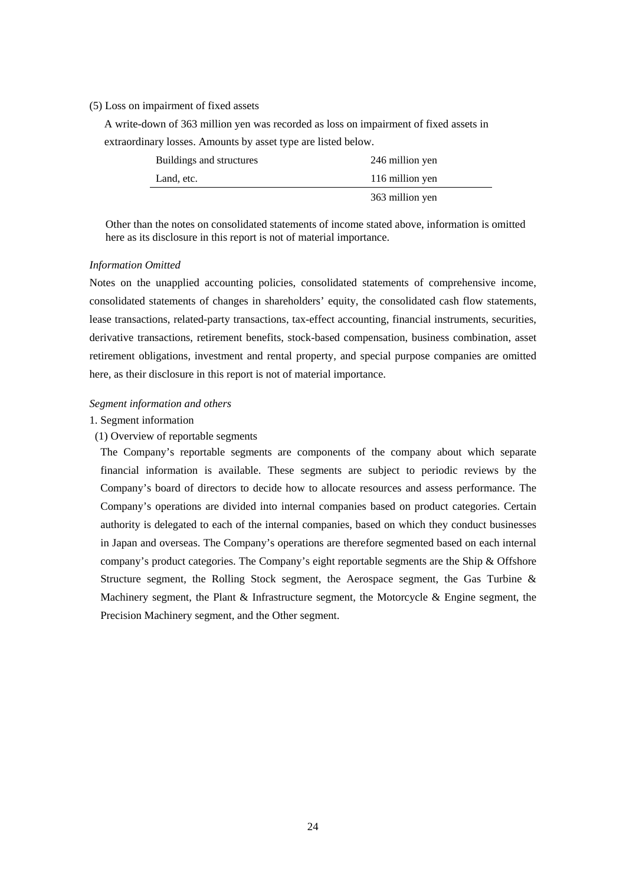(5) Loss on impairment of fixed assets

A write-down of 363 million yen was recorded as loss on impairment of fixed assets in extraordinary losses. Amounts by asset type are listed below.

| | |
|---|---|
| Buildings and structures | 246 million yen |
| Land, etc. | 116 million yen |
| | 363 million yen |

Other than the notes on consolidated statements of income stated above, information is omitted here as its disclosure in this report is not of material importance.

*Information Omitted*

Notes on the unapplied accounting policies, consolidated statements of comprehensive income, consolidated statements of changes in shareholders' equity, the consolidated cash flow statements, lease transactions, related-party transactions, tax-effect accounting, financial instruments, securities, derivative transactions, retirement benefits, stock-based compensation, business combination, asset retirement obligations, investment and rental property, and special purpose companies are omitted here, as their disclosure in this report is not of material importance.

*Segment information and others*

1. Segment information

(1) Overview of reportable segments

The Company's reportable segments are components of the company about which separate financial information is available. These segments are subject to periodic reviews by the Company's board of directors to decide how to allocate resources and assess performance. The Company's operations are divided into internal companies based on product categories. Certain authority is delegated to each of the internal companies, based on which they conduct businesses in Japan and overseas. The Company's operations are therefore segmented based on each internal company's product categories. The Company's eight reportable segments are the Ship & Offshore Structure segment, the Rolling Stock segment, the Aerospace segment, the Gas Turbine & Machinery segment, the Plant & Infrastructure segment, the Motorcycle & Engine segment, the Precision Machinery segment, and the Other segment.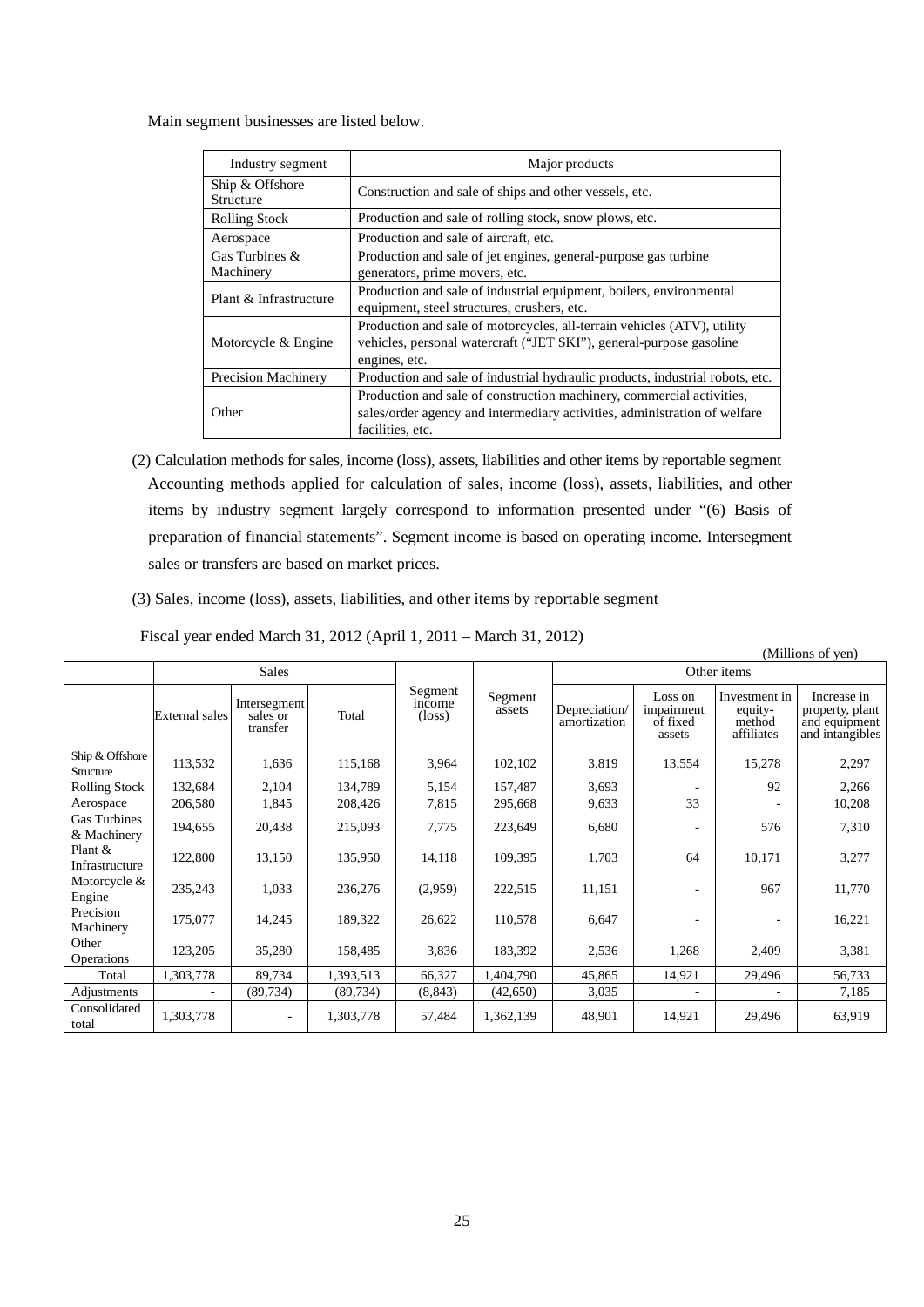Main segment businesses are listed below.

| Industry segment | Major products |
|---|---|
| Ship & Offshore Structure | Construction and sale of ships and other vessels, etc. |
| Rolling Stock | Production and sale of rolling stock, snow plows, etc. |
| Aerospace | Production and sale of aircraft, etc. |
| Gas Turbines & Machinery | Production and sale of jet engines, general-purpose gas turbine generators, prime movers, etc. |
| Plant & Infrastructure | Production and sale of industrial equipment, boilers, environmental equipment, steel structures, crushers, etc. |
| Motorcycle & Engine | Production and sale of motorcycles, all-terrain vehicles (ATV), utility vehicles, personal watercraft ("JET SKI"), general-purpose gasoline engines, etc. |
| Precision Machinery | Production and sale of industrial hydraulic products, industrial robots, etc. |
| Other | Production and sale of construction machinery, commercial activities, sales/order agency and intermediary activities, administration of welfare facilities, etc. |

(2) Calculation methods for sales, income (loss), assets, liabilities and other items by reportable segment

Accounting methods applied for calculation of sales, income (loss), assets, liabilities, and other items by industry segment largely correspond to information presented under "(6) Basis of preparation of financial statements". Segment income is based on operating income. Intersegment sales or transfers are based on market prices.

(3) Sales, income (loss), assets, liabilities, and other items by reportable segment

Fiscal year ended March 31, 2012 (April 1, 2011 – March 31, 2012)

(Millions of yen)

| | Sales | | | Segment income (loss) | Segment assets | Other items | | | |
|---|---|---|---|---|---|---|---|---|---|
| | External sales | Intersegment sales or transfer | Total | | | Depreciation/ amortization | Loss on impairment of fixed assets | Investment in equity-method affiliates | Increase in property, plant and equipment and intangibles |
| Ship & Offshore Structure | 113,532 | 1,636 | 115,168 | 3,964 | 102,102 | 3,819 | 13,554 | 15,278 | 2,297 |
| Rolling Stock | 132,684 | 2,104 | 134,789 | 5,154 | 157,487 | 3,693 | - | 92 | 2,266 |
| Aerospace | 206,580 | 1,845 | 208,426 | 7,815 | 295,668 | 9,633 | 33 | - | 10,208 |
| Gas Turbines & Machinery | 194,655 | 20,438 | 215,093 | 7,775 | 223,649 | 6,680 | - | 576 | 7,310 |
| Plant & Infrastructure | 122,800 | 13,150 | 135,950 | 14,118 | 109,395 | 1,703 | 64 | 10,171 | 3,277 |
| Motorcycle & Engine | 235,243 | 1,033 | 236,276 | (2,959) | 222,515 | 11,151 | - | 967 | 11,770 |
| Precision Machinery | 175,077 | 14,245 | 189,322 | 26,622 | 110,578 | 6,647 | - | - | 16,221 |
| Other Operations | 123,205 | 35,280 | 158,485 | 3,836 | 183,392 | 2,536 | 1,268 | 2,409 | 3,381 |
| Total | 1,303,778 | 89,734 | 1,393,513 | 66,327 | 1,404,790 | 45,865 | 14,921 | 29,496 | 56,733 |
| Adjustments | - | (89,734) | (89,734) | (8,843) | (42,650) | 3,035 | - | - | 7,185 |
| Consolidated total | 1,303,778 | - | 1,303,778 | 57,484 | 1,362,139 | 48,901 | 14,921 | 29,496 | 63,919 |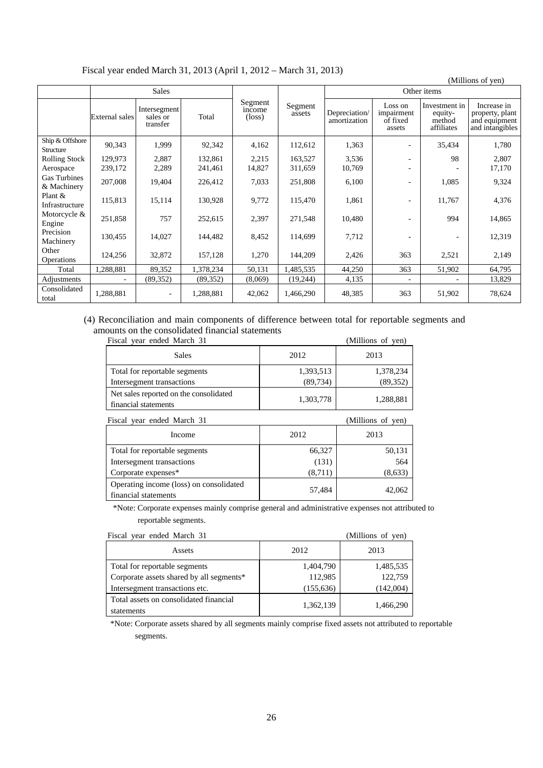Fiscal year ended March 31, 2013 (April 1, 2012 – March 31, 2013)

(Millions of yen)

| | Sales | | | Segment income (loss) | Segment assets | Other items | | | |
|---|---|---|---|---|---|---|---|---|---|
| | External sales | Intersegment sales or transfer | Total | | | Depreciation/ amortization | Loss on impairment of fixed assets | Investment in equity-method affiliates | Increase in property, plant and equipment and intangibles |
| Ship & Offshore Structure | 90,343 | 1,999 | 92,342 | 4,162 | 112,612 | 1,363 | - | 35,434 | 1,780 |
| Rolling Stock | 129,973 | 2,887 | 132,861 | 2,215 | 163,527 | 3,536 | - | 98 | 2,807 |
| Aerospace | 239,172 | 2,289 | 241,461 | 14,827 | 311,659 | 10,769 | - | - | 17,170 |
| Gas Turbines & Machinery | 207,008 | 19,404 | 226,412 | 7,033 | 251,808 | 6,100 | - | 1,085 | 9,324 |
| Plant & Infrastructure | 115,813 | 15,114 | 130,928 | 9,772 | 115,470 | 1,861 | - | 11,767 | 4,376 |
| Motorcycle & Engine | 251,858 | 757 | 252,615 | 2,397 | 271,548 | 10,480 | - | 994 | 14,865 |
| Precision Machinery | 130,455 | 14,027 | 144,482 | 8,452 | 114,699 | 7,712 | - | - | 12,319 |
| Other Operations | 124,256 | 32,872 | 157,128 | 1,270 | 144,209 | 2,426 | 363 | 2,521 | 2,149 |
| Total | 1,288,881 | 89,352 | 1,378,234 | 50,131 | 1,485,535 | 44,250 | 363 | 51,902 | 64,795 |
| Adjustments | - | (89,352) | (89,352) | (8,069) | (19,244) | 4,135 | - | - | 13,829 |
| Consolidated total | 1,288,881 | - | 1,288,881 | 42,062 | 1,466,290 | 48,385 | 363 | 51,902 | 78,624 |

(4) Reconciliation and main components of difference between total for reportable segments and amounts on the consolidated financial statements

Fiscal year ended March 31 (Millions of yen)

| Sales | 2012 | 2013 |
|---|---|---|
| Total for reportable segments | 1,393,513 | 1,378,234 |
| Intersegment transactions | (89,734) | (89,352) |
| Net sales reported on the consolidated financial statements | 1,303,778 | 1,288,881 |

Fiscal year ended March 31 (Millions of yen)

| Income | 2012 | 2013 |
|---|---|---|
| Total for reportable segments | 66,327 | 50,131 |
| Intersegment transactions | (131) | 564 |
| Corporate expenses* | (8,711) | (8,633) |
| Operating income (loss) on consolidated financial statements | 57,484 | 42,062 |

*Note: Corporate expenses mainly comprise general and administrative expenses not attributed to reportable segments.

Fiscal year ended March 31 (Millions of yen)

| Assets | 2012 | 2013 |
|---|---|---|
| Total for reportable segments | 1,404,790 | 1,485,535 |
| Corporate assets shared by all segments* | 112,985 | 122,759 |
| Intersegment transactions etc. | (155,636) | (142,004) |
| Total assets on consolidated financial statements | 1,362,139 | 1,466,290 |

*Note: Corporate assets shared by all segments mainly comprise fixed assets not attributed to reportable segments.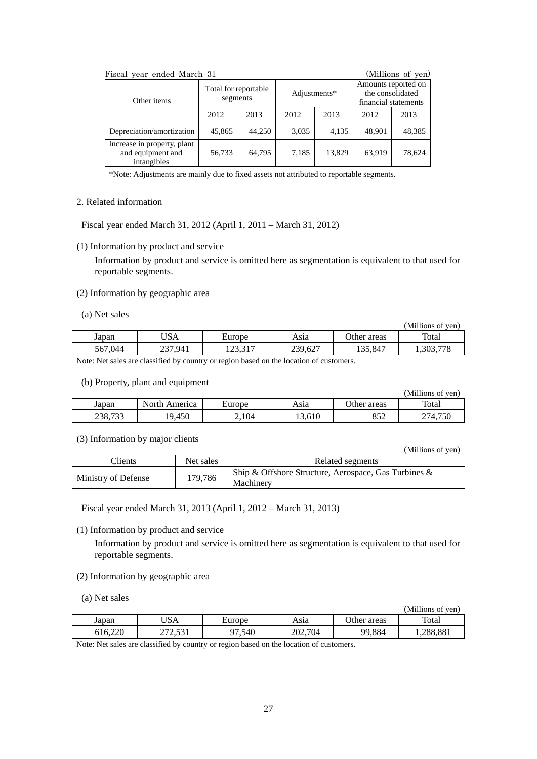Fiscal year ended March 31 (Millions of yen)

| Other items | Total for reportable segments | | Adjustments* | | Amounts reported on the consolidated financial statements | |
|---|---|---|---|---|---|---|
| | 2012 | 2013 | 2012 | 2013 | 2012 | 2013 |
| Depreciation/amortization | 45,865 | 44,250 | 3,035 | 4,135 | 48,901 | 48,385 |
| Increase in property, plant and equipment and intangibles | 56,733 | 64,795 | 7,185 | 13,829 | 63,919 | 78,624 |

*Note: Adjustments are mainly due to fixed assets not attributed to reportable segments.

2. Related information

Fiscal year ended March 31, 2012 (April 1, 2011 – March 31, 2012)

(1) Information by product and service

Information by product and service is omitted here as segmentation is equivalent to that used for reportable segments.

(2) Information by geographic area

(a) Net sales

(Millions of yen)

| Japan | USA | Europe | Asia | Other areas | Total |
|---|---|---|---|---|---|
| 567,044 | 237,941 | 123,317 | 239,627 | 135,847 | 1,303,778 |

Note: Net sales are classified by country or region based on the location of customers.

(b) Property, plant and equipment

(Millions of yen)

| Japan | North America | Europe | Asia | Other areas | Total |
|---|---|---|---|---|---|
| 238,733 | 19,450 | 2,104 | 13,610 | 852 | 274,750 |

(3) Information by major clients

(Millions of yen)

| Clients | Net sales | Related segments |
|---|---|---|
| Ministry of Defense | 179,786 | Ship & Offshore Structure, Aerospace, Gas Turbines & Machinery |

Fiscal year ended March 31, 2013 (April 1, 2012 – March 31, 2013)

(1) Information by product and service

Information by product and service is omitted here as segmentation is equivalent to that used for reportable segments.

(2) Information by geographic area

(a) Net sales

(Millions of yen)

| Japan | USA | Europe | Asia | Other areas | Total |
|---|---|---|---|---|---|
| 616,220 | 272,531 | 97,540 | 202,704 | 99,884 | 1,288,881 |

Note: Net sales are classified by country or region based on the location of customers.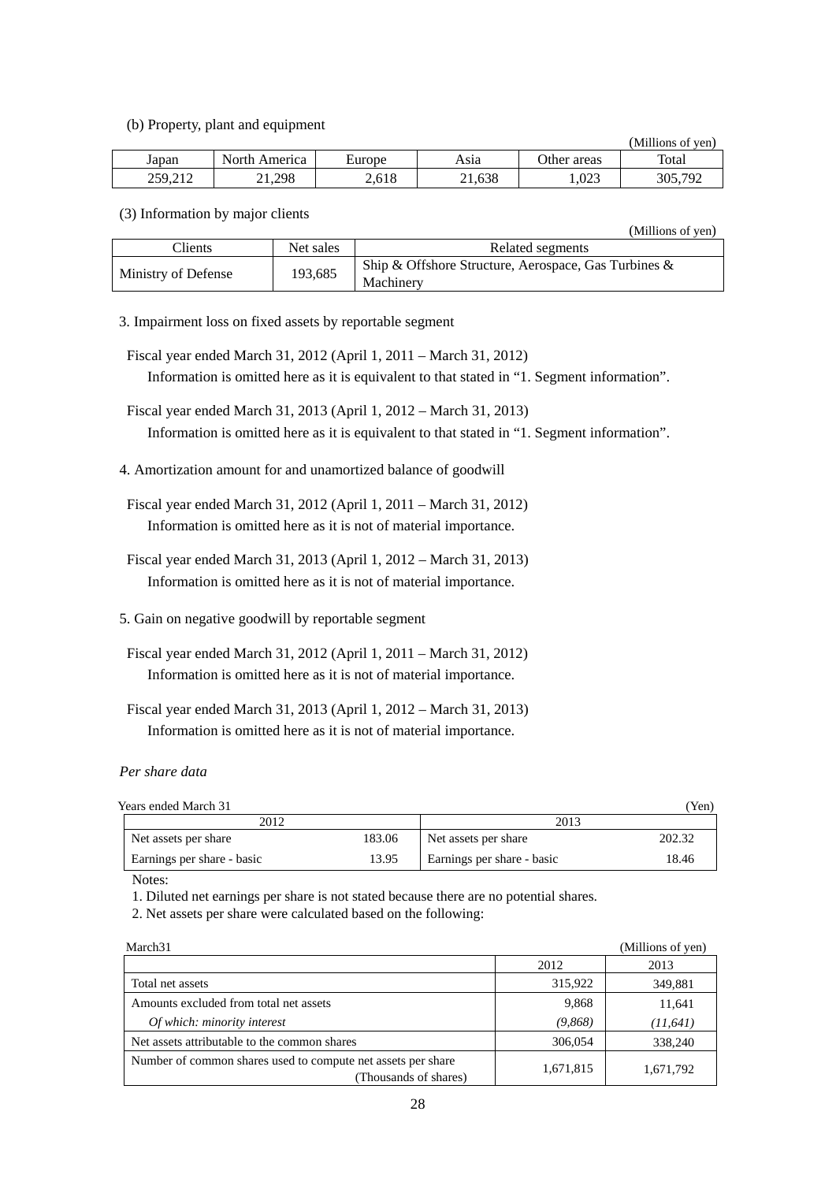(b) Property, plant and equipment

(Millions of yen)

| Japan | North America | Europe | Asia | Other areas | Total |
|---|---|---|---|---|---|
| 259,212 | 21,298 | 2,618 | 21,638 | 1,023 | 305,792 |

(3) Information by major clients

(Millions of yen)

| Clients | Net sales | Related segments |
|---|---|---|
| Ministry of Defense | 193,685 | Ship & Offshore Structure, Aerospace, Gas Turbines & Machinery |

3. Impairment loss on fixed assets by reportable segment

Fiscal year ended March 31, 2012 (April 1, 2011 – March 31, 2012)
Information is omitted here as it is equivalent to that stated in "1. Segment information".

Fiscal year ended March 31, 2013 (April 1, 2012 – March 31, 2013)
Information is omitted here as it is equivalent to that stated in "1. Segment information".

4. Amortization amount for and unamortized balance of goodwill

Fiscal year ended March 31, 2012 (April 1, 2011 – March 31, 2012)
Information is omitted here as it is not of material importance.

Fiscal year ended March 31, 2013 (April 1, 2012 – March 31, 2013)
Information is omitted here as it is not of material importance.

5. Gain on negative goodwill by reportable segment

Fiscal year ended March 31, 2012 (April 1, 2011 – March 31, 2012)
Information is omitted here as it is not of material importance.

Fiscal year ended March 31, 2013 (April 1, 2012 – March 31, 2013)
Information is omitted here as it is not of material importance.

*Per share data*

Years ended March 31 (Yen)

| 2012 | | 2013 | |
|---|---|---|---|
| Net assets per share | 183.06 | Net assets per share | 202.32 |
| Earnings per share - basic | 13.95 | Earnings per share - basic | 18.46 |

Notes:

1. Diluted net earnings per share is not stated because there are no potential shares.
2. Net assets per share were calculated based on the following:

March31 (Millions of yen)

| | 2012 | 2013 |
|---|---|---|
| Total net assets | 315,922 | 349,881 |
| Amounts excluded from total net assets | 9,868 | 11,641 |
| *Of which: minority interest* | *(9,868)* | *(11,641)* |
| Net assets attributable to the common shares | 306,054 | 338,240 |
| Number of common shares used to compute net assets per share (Thousands of shares) | 1,671,815 | 1,671,792 |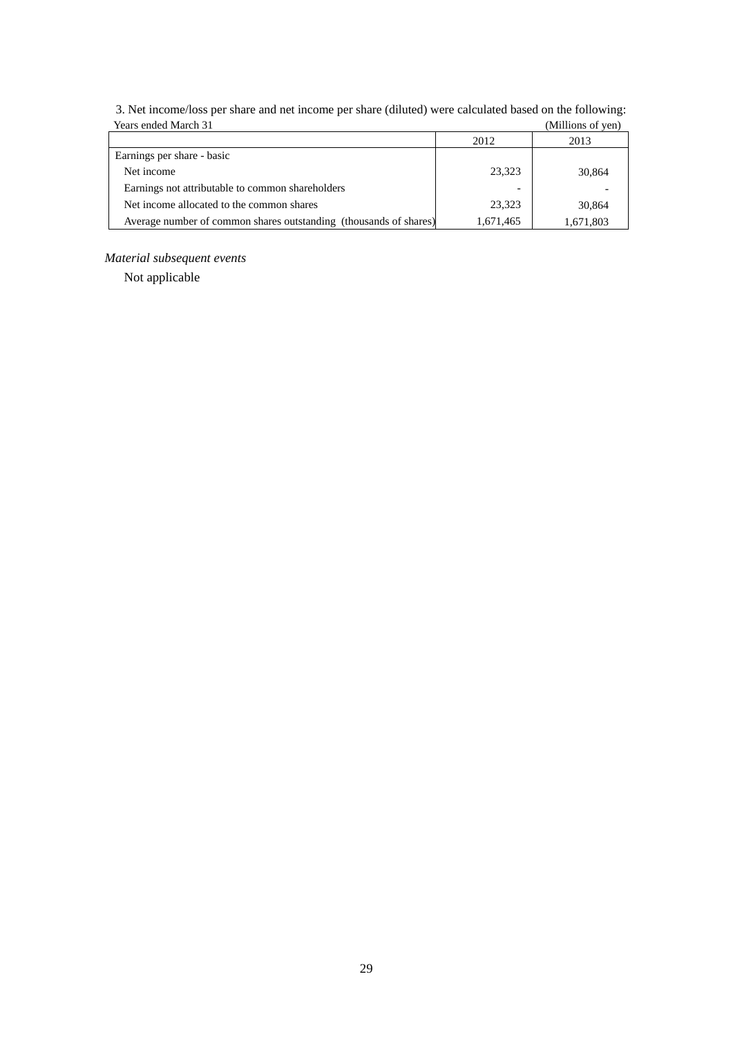3. Net income/loss per share and net income per share (diluted) were calculated based on the following:

Years ended March 31 (Millions of yen)

| | 2012 | 2013 |
|---|---|---|
| Earnings per share - basic | | |
| Net income | 23,323 | 30,864 |
| Earnings not attributable to common shareholders | - | - |
| Net income allocated to the common shares | 23,323 | 30,864 |
| Average number of common shares outstanding (thousands of shares) | 1,671,465 | 1,671,803 |

*Material subsequent events*

Not applicable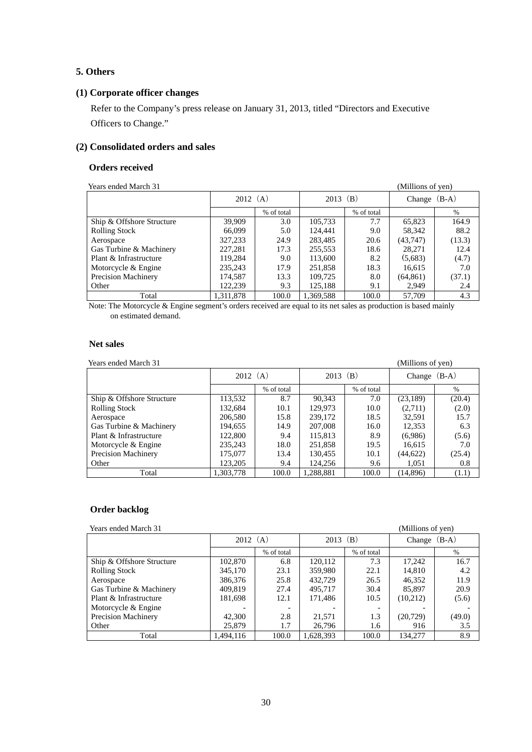## 5. Others

### (1) Corporate officer changes

Refer to the Company's press release on January 31, 2013, titled "Directors and Executive Officers to Change."

### (2) Consolidated orders and sales

#### Orders received

Years ended March 31 (Millions of yen)

| | 2012 (A) | | 2013 (B) | | Change (B-A) | |
|---|---|---|---|---|---|---|
| | | % of total | | % of total | | % |
| Ship & Offshore Structure | 39,909 | 3.0 | 105,733 | 7.7 | 65,823 | 164.9 |
| Rolling Stock | 66,099 | 5.0 | 124,441 | 9.0 | 58,342 | 88.2 |
| Aerospace | 327,233 | 24.9 | 283,485 | 20.6 | (43,747) | (13.3) |
| Gas Turbine & Machinery | 227,281 | 17.3 | 255,553 | 18.6 | 28,271 | 12.4 |
| Plant & Infrastructure | 119,284 | 9.0 | 113,600 | 8.2 | (5,683) | (4.7) |
| Motorcycle & Engine | 235,243 | 17.9 | 251,858 | 18.3 | 16,615 | 7.0 |
| Precision Machinery | 174,587 | 13.3 | 109,725 | 8.0 | (64,861) | (37.1) |
| Other | 122,239 | 9.3 | 125,188 | 9.1 | 2,949 | 2.4 |
| Total | 1,311,878 | 100.0 | 1,369,588 | 100.0 | 57,709 | 4.3 |

Note: The Motorcycle & Engine segment's orders received are equal to its net sales as production is based mainly on estimated demand.

#### Net sales

Years ended March 31 (Millions of yen)

| | 2012 (A) | | 2013 (B) | | Change (B-A) | |
|---|---|---|---|---|---|---|
| | | % of total | | % of total | | % |
| Ship & Offshore Structure | 113,532 | 8.7 | 90,343 | 7.0 | (23,189) | (20.4) |
| Rolling Stock | 132,684 | 10.1 | 129,973 | 10.0 | (2,711) | (2.0) |
| Aerospace | 206,580 | 15.8 | 239,172 | 18.5 | 32,591 | 15.7 |
| Gas Turbine & Machinery | 194,655 | 14.9 | 207,008 | 16.0 | 12,353 | 6.3 |
| Plant & Infrastructure | 122,800 | 9.4 | 115,813 | 8.9 | (6,986) | (5.6) |
| Motorcycle & Engine | 235,243 | 18.0 | 251,858 | 19.5 | 16,615 | 7.0 |
| Precision Machinery | 175,077 | 13.4 | 130,455 | 10.1 | (44,622) | (25.4) |
| Other | 123,205 | 9.4 | 124,256 | 9.6 | 1,051 | 0.8 |
| Total | 1,303,778 | 100.0 | 1,288,881 | 100.0 | (14,896) | (1.1) |

#### Order backlog

Years ended March 31 (Millions of yen)

| | 2012 (A) | | 2013 (B) | | Change (B-A) | |
|---|---|---|---|---|---|---|
| | | % of total | | % of total | | % |
| Ship & Offshore Structure | 102,870 | 6.8 | 120,112 | 7.3 | 17,242 | 16.7 |
| Rolling Stock | 345,170 | 23.1 | 359,980 | 22.1 | 14,810 | 4.2 |
| Aerospace | 386,376 | 25.8 | 432,729 | 26.5 | 46,352 | 11.9 |
| Gas Turbine & Machinery | 409,819 | 27.4 | 495,717 | 30.4 | 85,897 | 20.9 |
| Plant & Infrastructure | 181,698 | 12.1 | 171,486 | 10.5 | (10,212) | (5.6) |
| Motorcycle & Engine | - | - | - | - | - | - |
| Precision Machinery | 42,300 | 2.8 | 21,571 | 1.3 | (20,729) | (49.0) |
| Other | 25,879 | 1.7 | 26,796 | 1.6 | 916 | 3.5 |
| Total | 1,494,116 | 100.0 | 1,628,393 | 100.0 | 134,277 | 8.9 |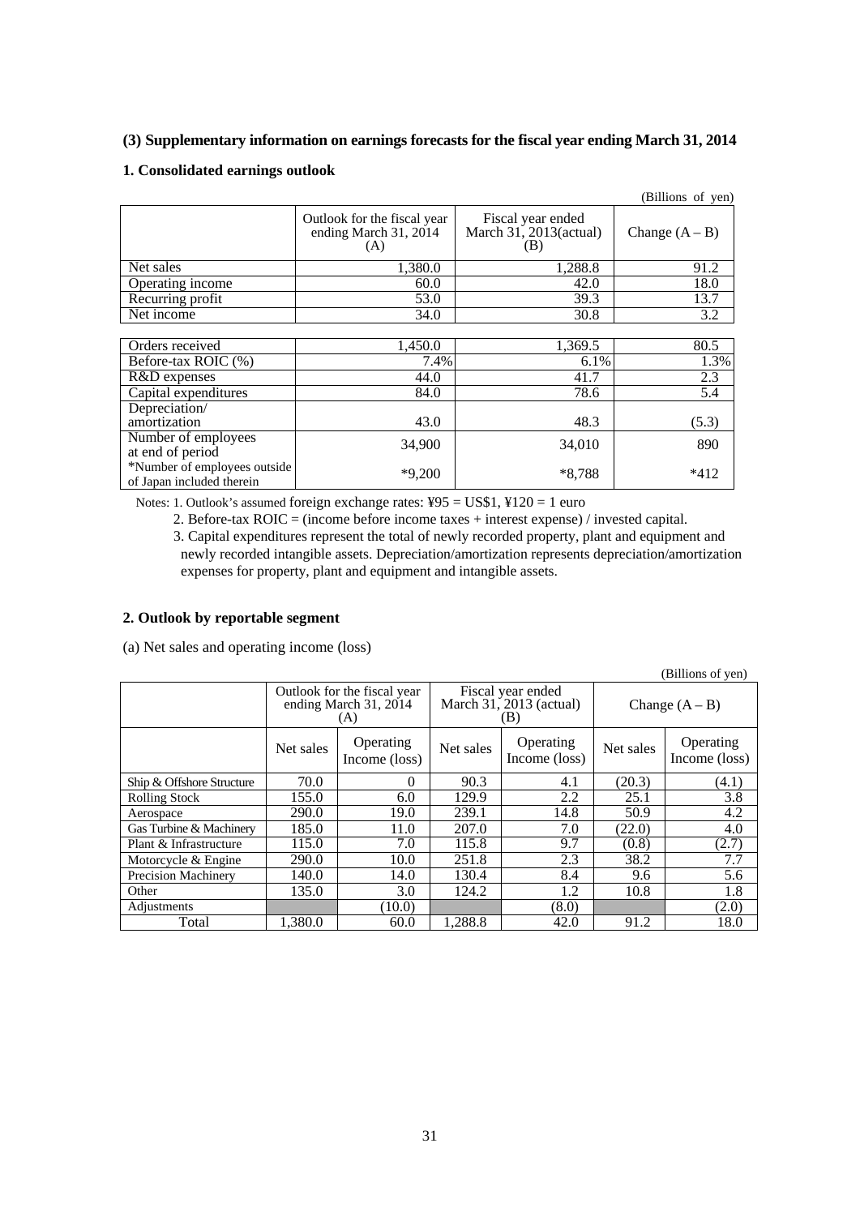### (3) Supplementary information on earnings forecasts for the fiscal year ending March 31, 2014

#### 1. Consolidated earnings outlook

(Billions of yen)

| | Outlook for the fiscal year ending March 31, 2014 (A) | Fiscal year ended March 31, 2013(actual) (B) | Change (A – B) |
|---|---|---|---|
| Net sales | 1,380.0 | 1,288.8 | 91.2 |
| Operating income | 60.0 | 42.0 | 18.0 |
| Recurring profit | 53.0 | 39.3 | 13.7 |
| Net income | 34.0 | 30.8 | 3.2 |
| Orders received | 1,450.0 | 1,369.5 | 80.5 |
| Before-tax ROIC (%) | 7.4% | 6.1% | 1.3% |
| R&D expenses | 44.0 | 41.7 | 2.3 |
| Capital expenditures | 84.0 | 78.6 | 5.4 |
| Depreciation/ amortization | 43.0 | 48.3 | (5.3) |
| Number of employees at end of period | 34,900 | 34,010 | 890 |
| *Number of employees outside of Japan included therein | *9,200 | *8,788 | *412 |

Notes: 1. Outlook's assumed foreign exchange rates: ¥95 = US$1, ¥120 = 1 euro

2. Before-tax ROIC = (income before income taxes + interest expense) / invested capital.

3. Capital expenditures represent the total of newly recorded property, plant and equipment and newly recorded intangible assets. Depreciation/amortization represents depreciation/amortization expenses for property, plant and equipment and intangible assets.

#### 2. Outlook by reportable segment

(a) Net sales and operating income (loss)

(Billions of yen)

| | Outlook for the fiscal year ending March 31, 2014 (A) | | Fiscal year ended March 31, 2013 (actual) (B) | | Change (A – B) | |
|---|---|---|---|---|---|---|
| | Net sales | Operating Income (loss) | Net sales | Operating Income (loss) | Net sales | Operating Income (loss) |
| Ship & Offshore Structure | 70.0 | 0 | 90.3 | 4.1 | (20.3) | (4.1) |
| Rolling Stock | 155.0 | 6.0 | 129.9 | 2.2 | 25.1 | 3.8 |
| Aerospace | 290.0 | 19.0 | 239.1 | 14.8 | 50.9 | 4.2 |
| Gas Turbine & Machinery | 185.0 | 11.0 | 207.0 | 7.0 | (22.0) | 4.0 |
| Plant & Infrastructure | 115.0 | 7.0 | 115.8 | 9.7 | (0.8) | (2.7) |
| Motorcycle & Engine | 290.0 | 10.0 | 251.8 | 2.3 | 38.2 | 7.7 |
| Precision Machinery | 140.0 | 14.0 | 130.4 | 8.4 | 9.6 | 5.6 |
| Other | 135.0 | 3.0 | 124.2 | 1.2 | 10.8 | 1.8 |
| Adjustments | | (10.0) | | (8.0) | | (2.0) |
| Total | 1,380.0 | 60.0 | 1,288.8 | 42.0 | 91.2 | 18.0 |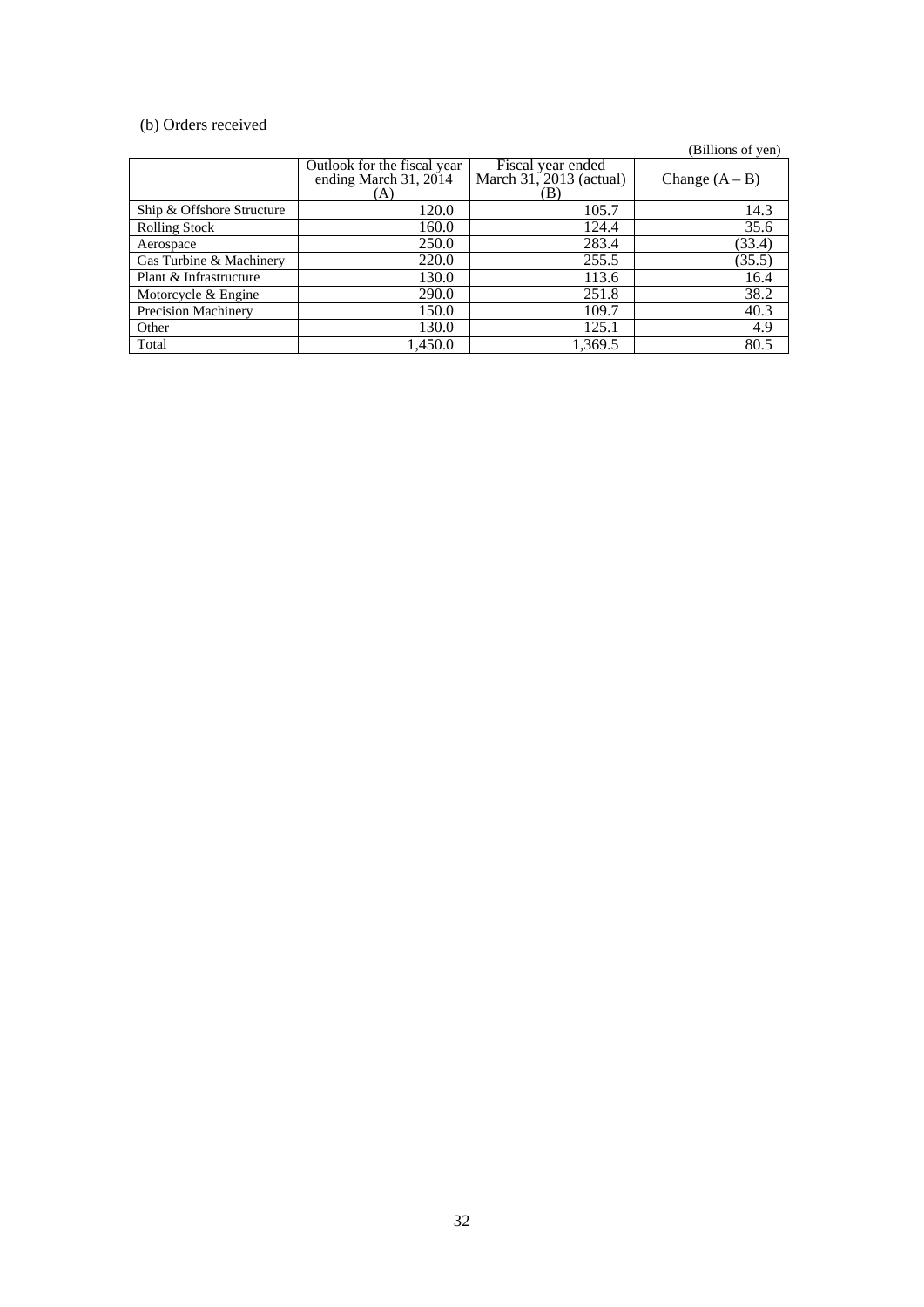(b) Orders received

(Billions of yen)

| | Outlook for the fiscal year ending March 31, 2014 (A) | Fiscal year ended March 31, 2013 (actual) (B) | Change (A – B) |
|---|---|---|---|
| Ship & Offshore Structure | 120.0 | 105.7 | 14.3 |
| Rolling Stock | 160.0 | 124.4 | 35.6 |
| Aerospace | 250.0 | 283.4 | (33.4) |
| Gas Turbine & Machinery | 220.0 | 255.5 | (35.5) |
| Plant & Infrastructure | 130.0 | 113.6 | 16.4 |
| Motorcycle & Engine | 290.0 | 251.8 | 38.2 |
| Precision Machinery | 150.0 | 109.7 | 40.3 |
| Other | 130.0 | 125.1 | 4.9 |
| Total | 1,450.0 | 1,369.5 | 80.5 |